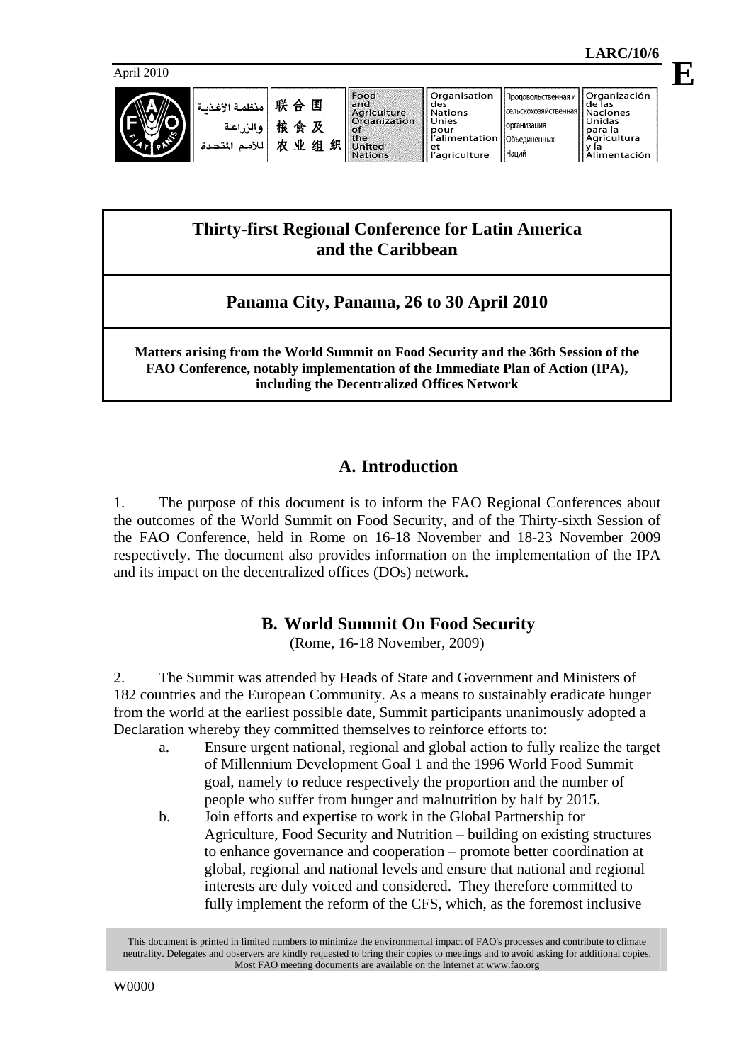April 2010

**LARC/10/6**

**E**

| منظمة الأغذية والزراعة للأمم المتحدة | 联合国粮食及农业组织 | Food and Agriculture Organization of the United Nations | Organisation des Nations Unies pour l'alimentation et l'agriculture | Продовольственная и сельскохозяйственная организация Объединенных Наций | Organización de las Naciones Unidas para la Agricultura y la Alimentación |
|---|---|---|---|---|---|

# Thirty-first Regional Conference for Latin America and the Caribbean

## Panama City, Panama, 26 to 30 April 2010

**Matters arising from the World Summit on Food Security and the 36th Session of the FAO Conference, notably implementation of the Immediate Plan of Action (IPA), including the Decentralized Offices Network**

## A. Introduction

1. The purpose of this document is to inform the FAO Regional Conferences about the outcomes of the World Summit on Food Security, and of the Thirty-sixth Session of the FAO Conference, held in Rome on 16-18 November and 18-23 November 2009 respectively. The document also provides information on the implementation of the IPA and its impact on the decentralized offices (DOs) network.

## B. World Summit On Food Security

(Rome, 16-18 November, 2009)

2. The Summit was attended by Heads of State and Government and Ministers of 182 countries and the European Community. As a means to sustainably eradicate hunger from the world at the earliest possible date, Summit participants unanimously adopted a Declaration whereby they committed themselves to reinforce efforts to:

a. Ensure urgent national, regional and global action to fully realize the target of Millennium Development Goal 1 and the 1996 World Food Summit goal, namely to reduce respectively the proportion and the number of people who suffer from hunger and malnutrition by half by 2015.

b. Join efforts and expertise to work in the Global Partnership for Agriculture, Food Security and Nutrition – building on existing structures to enhance governance and cooperation – promote better coordination at global, regional and national levels and ensure that national and regional interests are duly voiced and considered. They therefore committed to fully implement the reform of the CFS, which, as the foremost inclusive

This document is printed in limited numbers to minimize the environmental impact of FAO's processes and contribute to climate neutrality. Delegates and observers are kindly requested to bring their copies to meetings and to avoid asking for additional copies. Most FAO meeting documents are available on the Internet at www.fao.org

W0000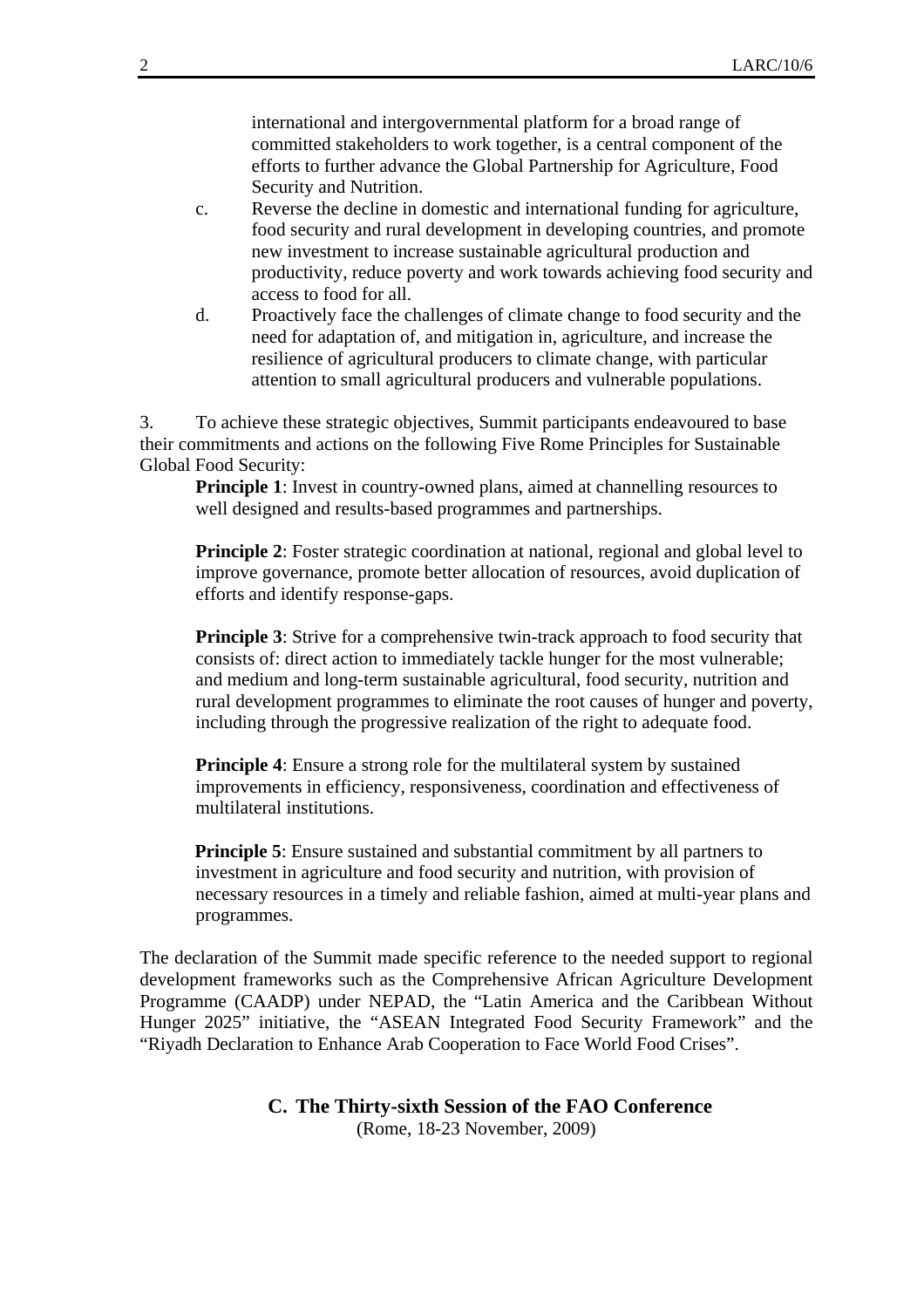international and intergovernmental platform for a broad range of committed stakeholders to work together, is a central component of the efforts to further advance the Global Partnership for Agriculture, Food Security and Nutrition.

c. Reverse the decline in domestic and international funding for agriculture, food security and rural development in developing countries, and promote new investment to increase sustainable agricultural production and productivity, reduce poverty and work towards achieving food security and access to food for all.

d. Proactively face the challenges of climate change to food security and the need for adaptation of, and mitigation in, agriculture, and increase the resilience of agricultural producers to climate change, with particular attention to small agricultural producers and vulnerable populations.

3. To achieve these strategic objectives, Summit participants endeavoured to base their commitments and actions on the following Five Rome Principles for Sustainable Global Food Security:

**Principle 1**: Invest in country-owned plans, aimed at channelling resources to well designed and results-based programmes and partnerships.

**Principle 2**: Foster strategic coordination at national, regional and global level to improve governance, promote better allocation of resources, avoid duplication of efforts and identify response-gaps.

**Principle 3**: Strive for a comprehensive twin-track approach to food security that consists of: direct action to immediately tackle hunger for the most vulnerable; and medium and long-term sustainable agricultural, food security, nutrition and rural development programmes to eliminate the root causes of hunger and poverty, including through the progressive realization of the right to adequate food.

**Principle 4**: Ensure a strong role for the multilateral system by sustained improvements in efficiency, responsiveness, coordination and effectiveness of multilateral institutions.

**Principle 5**: Ensure sustained and substantial commitment by all partners to investment in agriculture and food security and nutrition, with provision of necessary resources in a timely and reliable fashion, aimed at multi-year plans and programmes.

The declaration of the Summit made specific reference to the needed support to regional development frameworks such as the Comprehensive African Agriculture Development Programme (CAADP) under NEPAD, the “Latin America and the Caribbean Without Hunger 2025” initiative, the “ASEAN Integrated Food Security Framework” and the “Riyadh Declaration to Enhance Arab Cooperation to Face World Food Crises”.

## C. The Thirty-sixth Session of the FAO Conference

(Rome, 18-23 November, 2009)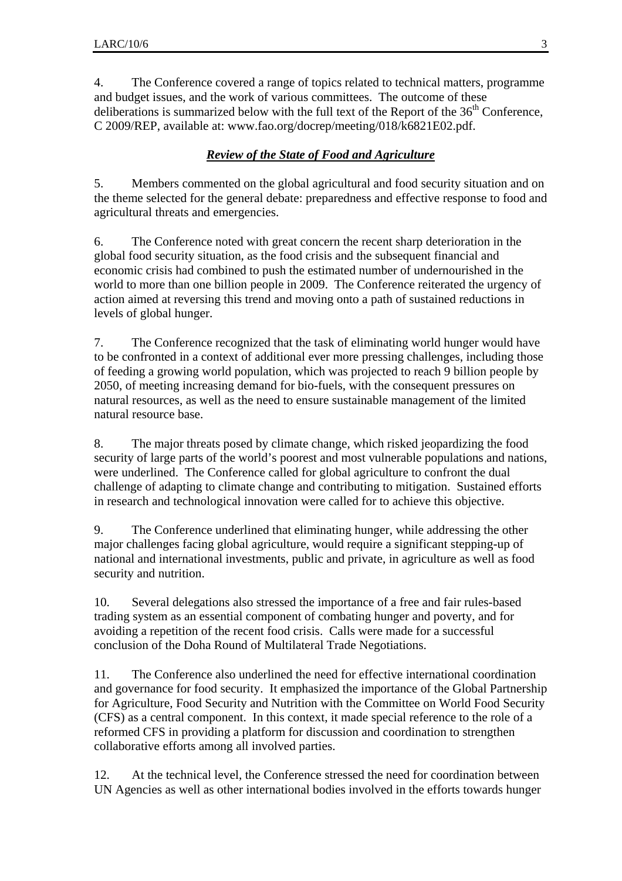4. The Conference covered a range of topics related to technical matters, programme and budget issues, and the work of various committees. The outcome of these deliberations is summarized below with the full text of the Report of the 36th Conference, C 2009/REP, available at: www.fao.org/docrep/meeting/018/k6821E02.pdf.

## ***Review of the State of Food and Agriculture***

5. Members commented on the global agricultural and food security situation and on the theme selected for the general debate: preparedness and effective response to food and agricultural threats and emergencies.

6. The Conference noted with great concern the recent sharp deterioration in the global food security situation, as the food crisis and the subsequent financial and economic crisis had combined to push the estimated number of undernourished in the world to more than one billion people in 2009. The Conference reiterated the urgency of action aimed at reversing this trend and moving onto a path of sustained reductions in levels of global hunger.

7. The Conference recognized that the task of eliminating world hunger would have to be confronted in a context of additional ever more pressing challenges, including those of feeding a growing world population, which was projected to reach 9 billion people by 2050, of meeting increasing demand for bio-fuels, with the consequent pressures on natural resources, as well as the need to ensure sustainable management of the limited natural resource base.

8. The major threats posed by climate change, which risked jeopardizing the food security of large parts of the world's poorest and most vulnerable populations and nations, were underlined. The Conference called for global agriculture to confront the dual challenge of adapting to climate change and contributing to mitigation. Sustained efforts in research and technological innovation were called for to achieve this objective.

9. The Conference underlined that eliminating hunger, while addressing the other major challenges facing global agriculture, would require a significant stepping-up of national and international investments, public and private, in agriculture as well as food security and nutrition.

10. Several delegations also stressed the importance of a free and fair rules-based trading system as an essential component of combating hunger and poverty, and for avoiding a repetition of the recent food crisis. Calls were made for a successful conclusion of the Doha Round of Multilateral Trade Negotiations.

11. The Conference also underlined the need for effective international coordination and governance for food security. It emphasized the importance of the Global Partnership for Agriculture, Food Security and Nutrition with the Committee on World Food Security (CFS) as a central component. In this context, it made special reference to the role of a reformed CFS in providing a platform for discussion and coordination to strengthen collaborative efforts among all involved parties.

12. At the technical level, the Conference stressed the need for coordination between UN Agencies as well as other international bodies involved in the efforts towards hunger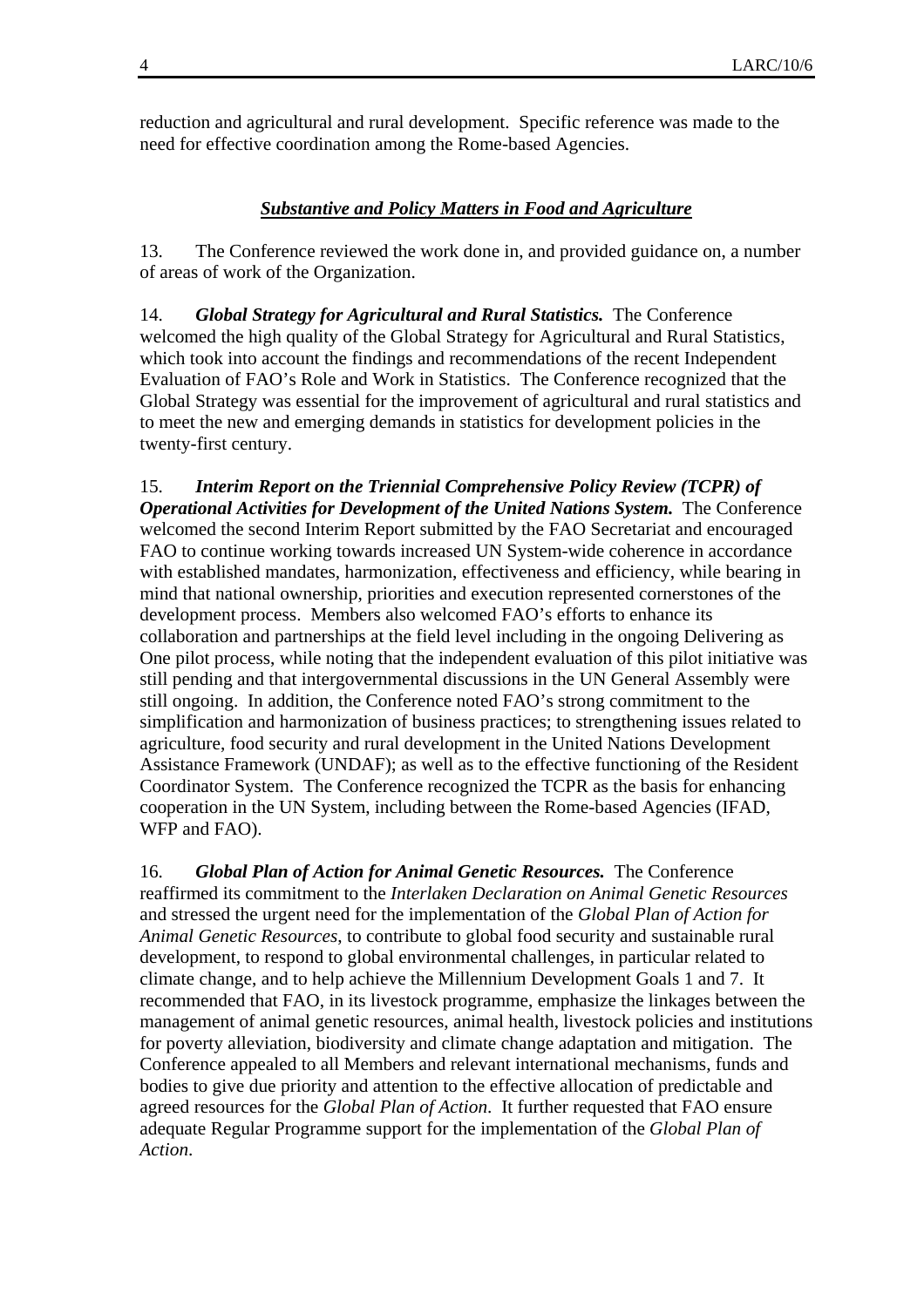reduction and agricultural and rural development. Specific reference was made to the need for effective coordination among the Rome-based Agencies.

### ***Substantive and Policy Matters in Food and Agriculture***

13. The Conference reviewed the work done in, and provided guidance on, a number of areas of work of the Organization.

14. ***Global Strategy for Agricultural and Rural Statistics.*** The Conference welcomed the high quality of the Global Strategy for Agricultural and Rural Statistics, which took into account the findings and recommendations of the recent Independent Evaluation of FAO's Role and Work in Statistics. The Conference recognized that the Global Strategy was essential for the improvement of agricultural and rural statistics and to meet the new and emerging demands in statistics for development policies in the twenty-first century.

15. ***Interim Report on the Triennial Comprehensive Policy Review (TCPR) of Operational Activities for Development of the United Nations System.*** The Conference welcomed the second Interim Report submitted by the FAO Secretariat and encouraged FAO to continue working towards increased UN System-wide coherence in accordance with established mandates, harmonization, effectiveness and efficiency, while bearing in mind that national ownership, priorities and execution represented cornerstones of the development process. Members also welcomed FAO's efforts to enhance its collaboration and partnerships at the field level including in the ongoing Delivering as One pilot process, while noting that the independent evaluation of this pilot initiative was still pending and that intergovernmental discussions in the UN General Assembly were still ongoing. In addition, the Conference noted FAO's strong commitment to the simplification and harmonization of business practices; to strengthening issues related to agriculture, food security and rural development in the United Nations Development Assistance Framework (UNDAF); as well as to the effective functioning of the Resident Coordinator System. The Conference recognized the TCPR as the basis for enhancing cooperation in the UN System, including between the Rome-based Agencies (IFAD, WFP and FAO).

16. ***Global Plan of Action for Animal Genetic Resources.*** The Conference reaffirmed its commitment to the *Interlaken Declaration on Animal Genetic Resources* and stressed the urgent need for the implementation of the *Global Plan of Action for Animal Genetic Resources*, to contribute to global food security and sustainable rural development, to respond to global environmental challenges, in particular related to climate change, and to help achieve the Millennium Development Goals 1 and 7. It recommended that FAO, in its livestock programme, emphasize the linkages between the management of animal genetic resources, animal health, livestock policies and institutions for poverty alleviation, biodiversity and climate change adaptation and mitigation. The Conference appealed to all Members and relevant international mechanisms, funds and bodies to give due priority and attention to the effective allocation of predictable and agreed resources for the *Global Plan of Action*. It further requested that FAO ensure adequate Regular Programme support for the implementation of the *Global Plan of Action*.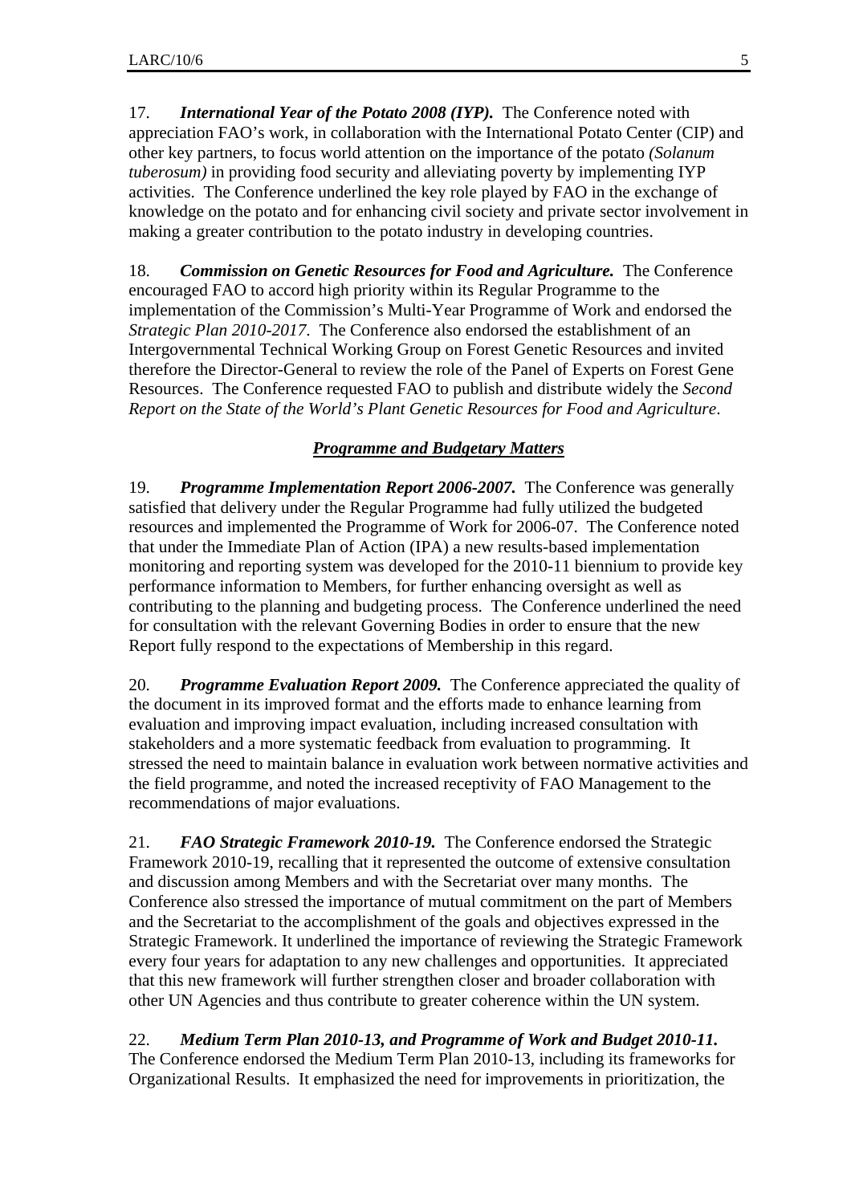17. ***International Year of the Potato 2008 (IYP).*** The Conference noted with appreciation FAO's work, in collaboration with the International Potato Center (CIP) and other key partners, to focus world attention on the importance of the potato *(Solanum tuberosum)* in providing food security and alleviating poverty by implementing IYP activities. The Conference underlined the key role played by FAO in the exchange of knowledge on the potato and for enhancing civil society and private sector involvement in making a greater contribution to the potato industry in developing countries.

18. ***Commission on Genetic Resources for Food and Agriculture.*** The Conference encouraged FAO to accord high priority within its Regular Programme to the implementation of the Commission's Multi-Year Programme of Work and endorsed the *Strategic Plan 2010-2017*. The Conference also endorsed the establishment of an Intergovernmental Technical Working Group on Forest Genetic Resources and invited therefore the Director-General to review the role of the Panel of Experts on Forest Gene Resources. The Conference requested FAO to publish and distribute widely the *Second Report on the State of the World's Plant Genetic Resources for Food and Agriculture*.

## ***Programme and Budgetary Matters***

19. ***Programme Implementation Report 2006-2007.*** The Conference was generally satisfied that delivery under the Regular Programme had fully utilized the budgeted resources and implemented the Programme of Work for 2006-07. The Conference noted that under the Immediate Plan of Action (IPA) a new results-based implementation monitoring and reporting system was developed for the 2010-11 biennium to provide key performance information to Members, for further enhancing oversight as well as contributing to the planning and budgeting process. The Conference underlined the need for consultation with the relevant Governing Bodies in order to ensure that the new Report fully respond to the expectations of Membership in this regard.

20. ***Programme Evaluation Report 2009.*** The Conference appreciated the quality of the document in its improved format and the efforts made to enhance learning from evaluation and improving impact evaluation, including increased consultation with stakeholders and a more systematic feedback from evaluation to programming. It stressed the need to maintain balance in evaluation work between normative activities and the field programme, and noted the increased receptivity of FAO Management to the recommendations of major evaluations.

21. ***FAO Strategic Framework 2010-19.*** The Conference endorsed the Strategic Framework 2010-19, recalling that it represented the outcome of extensive consultation and discussion among Members and with the Secretariat over many months. The Conference also stressed the importance of mutual commitment on the part of Members and the Secretariat to the accomplishment of the goals and objectives expressed in the Strategic Framework. It underlined the importance of reviewing the Strategic Framework every four years for adaptation to any new challenges and opportunities. It appreciated that this new framework will further strengthen closer and broader collaboration with other UN Agencies and thus contribute to greater coherence within the UN system.

22. ***Medium Term Plan 2010-13, and Programme of Work and Budget 2010-11.*** The Conference endorsed the Medium Term Plan 2010-13, including its frameworks for Organizational Results. It emphasized the need for improvements in prioritization, the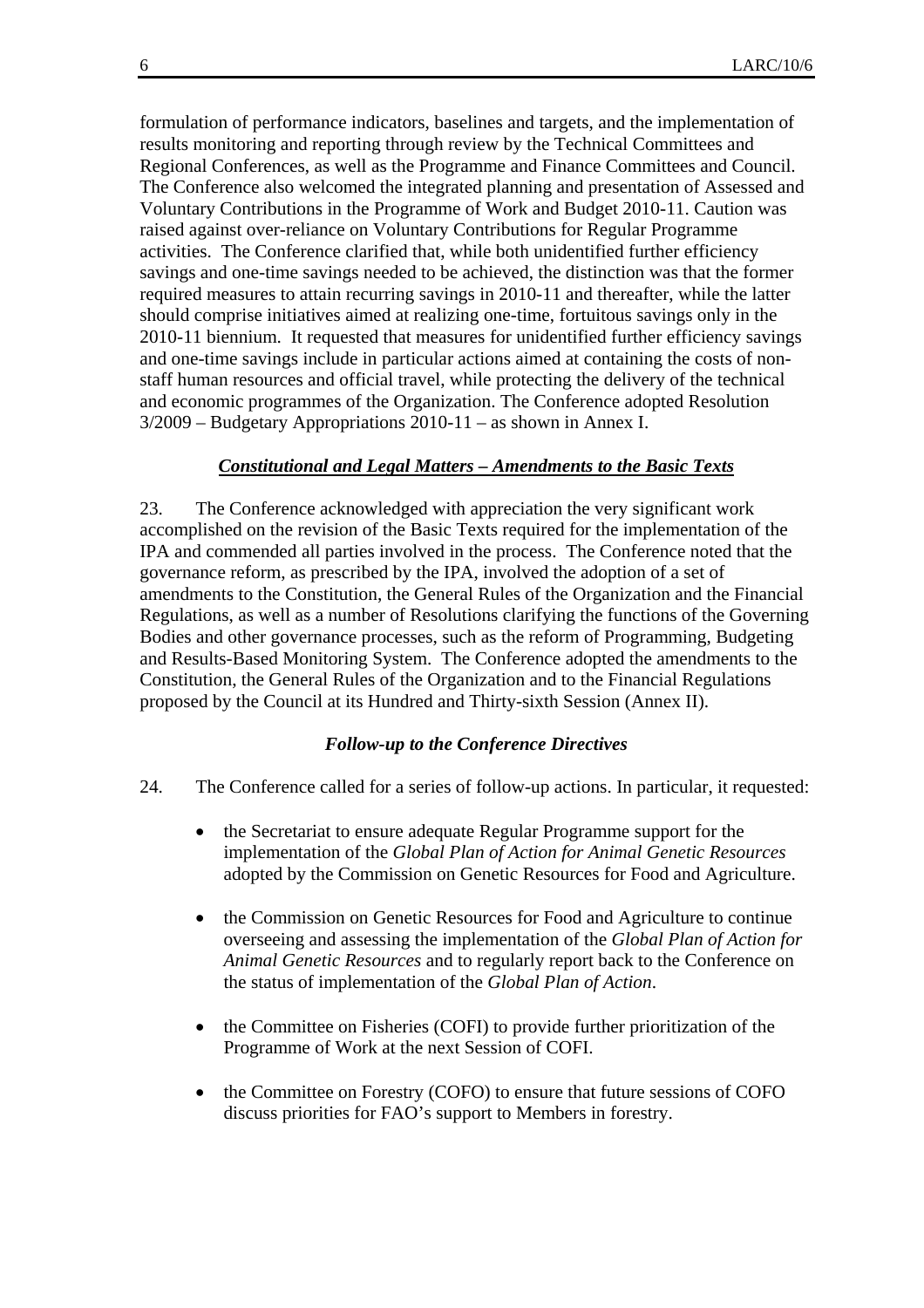formulation of performance indicators, baselines and targets, and the implementation of results monitoring and reporting through review by the Technical Committees and Regional Conferences, as well as the Programme and Finance Committees and Council. The Conference also welcomed the integrated planning and presentation of Assessed and Voluntary Contributions in the Programme of Work and Budget 2010-11. Caution was raised against over-reliance on Voluntary Contributions for Regular Programme activities. The Conference clarified that, while both unidentified further efficiency savings and one-time savings needed to be achieved, the distinction was that the former required measures to attain recurring savings in 2010-11 and thereafter, while the latter should comprise initiatives aimed at realizing one-time, fortuitous savings only in the 2010-11 biennium. It requested that measures for unidentified further efficiency savings and one-time savings include in particular actions aimed at containing the costs of non-staff human resources and official travel, while protecting the delivery of the technical and economic programmes of the Organization. The Conference adopted Resolution 3/2009 – Budgetary Appropriations 2010-11 – as shown in Annex I.

### ***Constitutional and Legal Matters – Amendments to the Basic Texts***

23. The Conference acknowledged with appreciation the very significant work accomplished on the revision of the Basic Texts required for the implementation of the IPA and commended all parties involved in the process. The Conference noted that the governance reform, as prescribed by the IPA, involved the adoption of a set of amendments to the Constitution, the General Rules of the Organization and the Financial Regulations, as well as a number of Resolutions clarifying the functions of the Governing Bodies and other governance processes, such as the reform of Programming, Budgeting and Results-Based Monitoring System. The Conference adopted the amendments to the Constitution, the General Rules of the Organization and to the Financial Regulations proposed by the Council at its Hundred and Thirty-sixth Session (Annex II).

### ***Follow-up to the Conference Directives***

24. The Conference called for a series of follow-up actions. In particular, it requested:

- the Secretariat to ensure adequate Regular Programme support for the implementation of the *Global Plan of Action for Animal Genetic Resources* adopted by the Commission on Genetic Resources for Food and Agriculture.

- the Commission on Genetic Resources for Food and Agriculture to continue overseeing and assessing the implementation of the *Global Plan of Action for Animal Genetic Resources* and to regularly report back to the Conference on the status of implementation of the *Global Plan of Action*.

- the Committee on Fisheries (COFI) to provide further prioritization of the Programme of Work at the next Session of COFI.

- the Committee on Forestry (COFO) to ensure that future sessions of COFO discuss priorities for FAO's support to Members in forestry.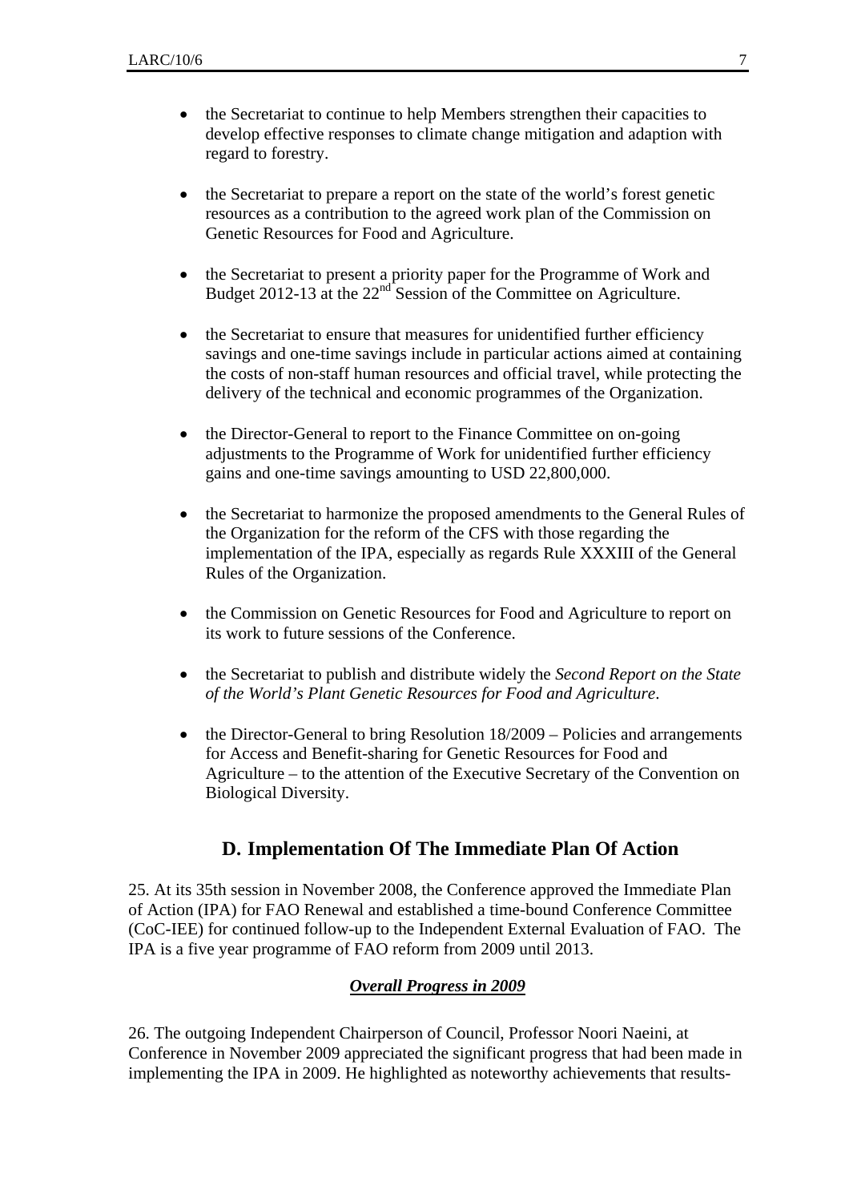- the Secretariat to continue to help Members strengthen their capacities to develop effective responses to climate change mitigation and adaption with regard to forestry.

- the Secretariat to prepare a report on the state of the world's forest genetic resources as a contribution to the agreed work plan of the Commission on Genetic Resources for Food and Agriculture.

- the Secretariat to present a priority paper for the Programme of Work and Budget 2012-13 at the 22nd Session of the Committee on Agriculture.

- the Secretariat to ensure that measures for unidentified further efficiency savings and one-time savings include in particular actions aimed at containing the costs of non-staff human resources and official travel, while protecting the delivery of the technical and economic programmes of the Organization.

- the Director-General to report to the Finance Committee on on-going adjustments to the Programme of Work for unidentified further efficiency gains and one-time savings amounting to USD 22,800,000.

- the Secretariat to harmonize the proposed amendments to the General Rules of the Organization for the reform of the CFS with those regarding the implementation of the IPA, especially as regards Rule XXXIII of the General Rules of the Organization.

- the Commission on Genetic Resources for Food and Agriculture to report on its work to future sessions of the Conference.

- the Secretariat to publish and distribute widely the *Second Report on the State of the World's Plant Genetic Resources for Food and Agriculture*.

- the Director-General to bring Resolution 18/2009 – Policies and arrangements for Access and Benefit-sharing for Genetic Resources for Food and Agriculture – to the attention of the Executive Secretary of the Convention on Biological Diversity.

## D. Implementation Of The Immediate Plan Of Action

25. At its 35th session in November 2008, the Conference approved the Immediate Plan of Action (IPA) for FAO Renewal and established a time-bound Conference Committee (CoC-IEE) for continued follow-up to the Independent External Evaluation of FAO. The IPA is a five year programme of FAO reform from 2009 until 2013.

***Overall Progress in 2009***

26. The outgoing Independent Chairperson of Council, Professor Noori Naeini, at Conference in November 2009 appreciated the significant progress that had been made in implementing the IPA in 2009. He highlighted as noteworthy achievements that results-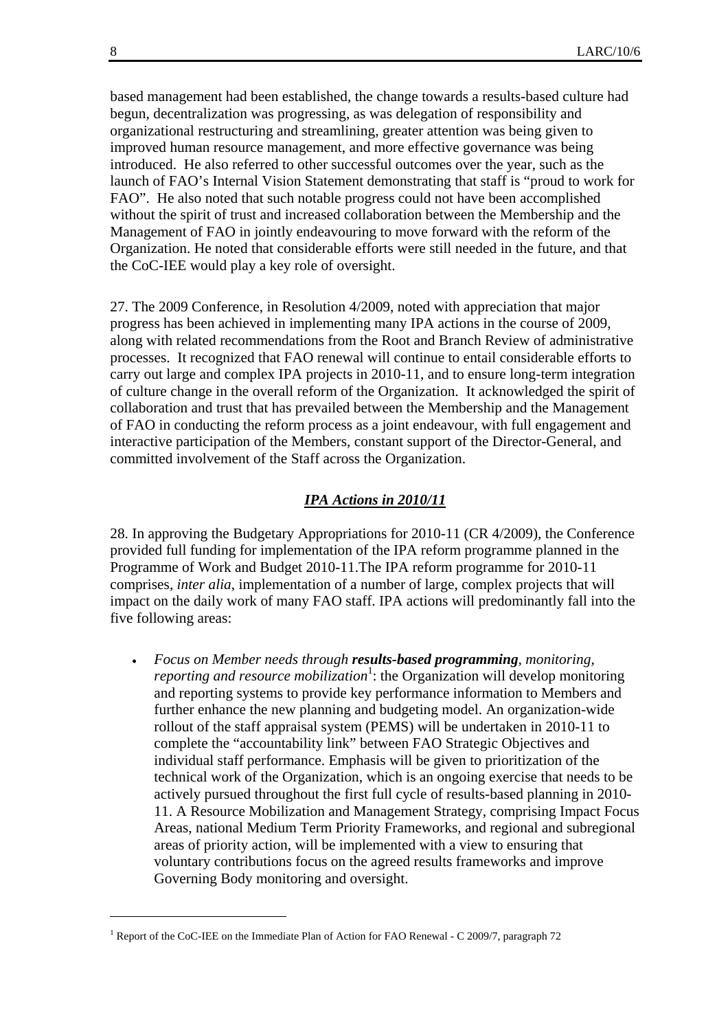based management had been established, the change towards a results-based culture had begun, decentralization was progressing, as was delegation of responsibility and organizational restructuring and streamlining, greater attention was being given to improved human resource management, and more effective governance was being introduced. He also referred to other successful outcomes over the year, such as the launch of FAO's Internal Vision Statement demonstrating that staff is "proud to work for FAO". He also noted that such notable progress could not have been accomplished without the spirit of trust and increased collaboration between the Membership and the Management of FAO in jointly endeavouring to move forward with the reform of the Organization. He noted that considerable efforts were still needed in the future, and that the CoC-IEE would play a key role of oversight.

27. The 2009 Conference, in Resolution 4/2009, noted with appreciation that major progress has been achieved in implementing many IPA actions in the course of 2009, along with related recommendations from the Root and Branch Review of administrative processes. It recognized that FAO renewal will continue to entail considerable efforts to carry out large and complex IPA projects in 2010-11, and to ensure long-term integration of culture change in the overall reform of the Organization. It acknowledged the spirit of collaboration and trust that has prevailed between the Membership and the Management of FAO in conducting the reform process as a joint endeavour, with full engagement and interactive participation of the Members, constant support of the Director-General, and committed involvement of the Staff across the Organization.

### ***IPA Actions in 2010/11***

28. In approving the Budgetary Appropriations for 2010-11 (CR 4/2009), the Conference provided full funding for implementation of the IPA reform programme planned in the Programme of Work and Budget 2010-11.The IPA reform programme for 2010-11 comprises, *inter alia*, implementation of a number of large, complex projects that will impact on the daily work of many FAO staff. IPA actions will predominantly fall into the five following areas:

- *Focus on Member needs through **results-based programming**, monitoring, reporting and resource mobilization*[1]: the Organization will develop monitoring and reporting systems to provide key performance information to Members and further enhance the new planning and budgeting model. An organization-wide rollout of the staff appraisal system (PEMS) will be undertaken in 2010-11 to complete the "accountability link" between FAO Strategic Objectives and individual staff performance. Emphasis will be given to prioritization of the technical work of the Organization, which is an ongoing exercise that needs to be actively pursued throughout the first full cycle of results-based planning in 2010-11. A Resource Mobilization and Management Strategy, comprising Impact Focus Areas, national Medium Term Priority Frameworks, and regional and subregional areas of priority action, will be implemented with a view to ensuring that voluntary contributions focus on the agreed results frameworks and improve Governing Body monitoring and oversight.

---

[1] Report of the CoC-IEE on the Immediate Plan of Action for FAO Renewal - C 2009/7, paragraph 72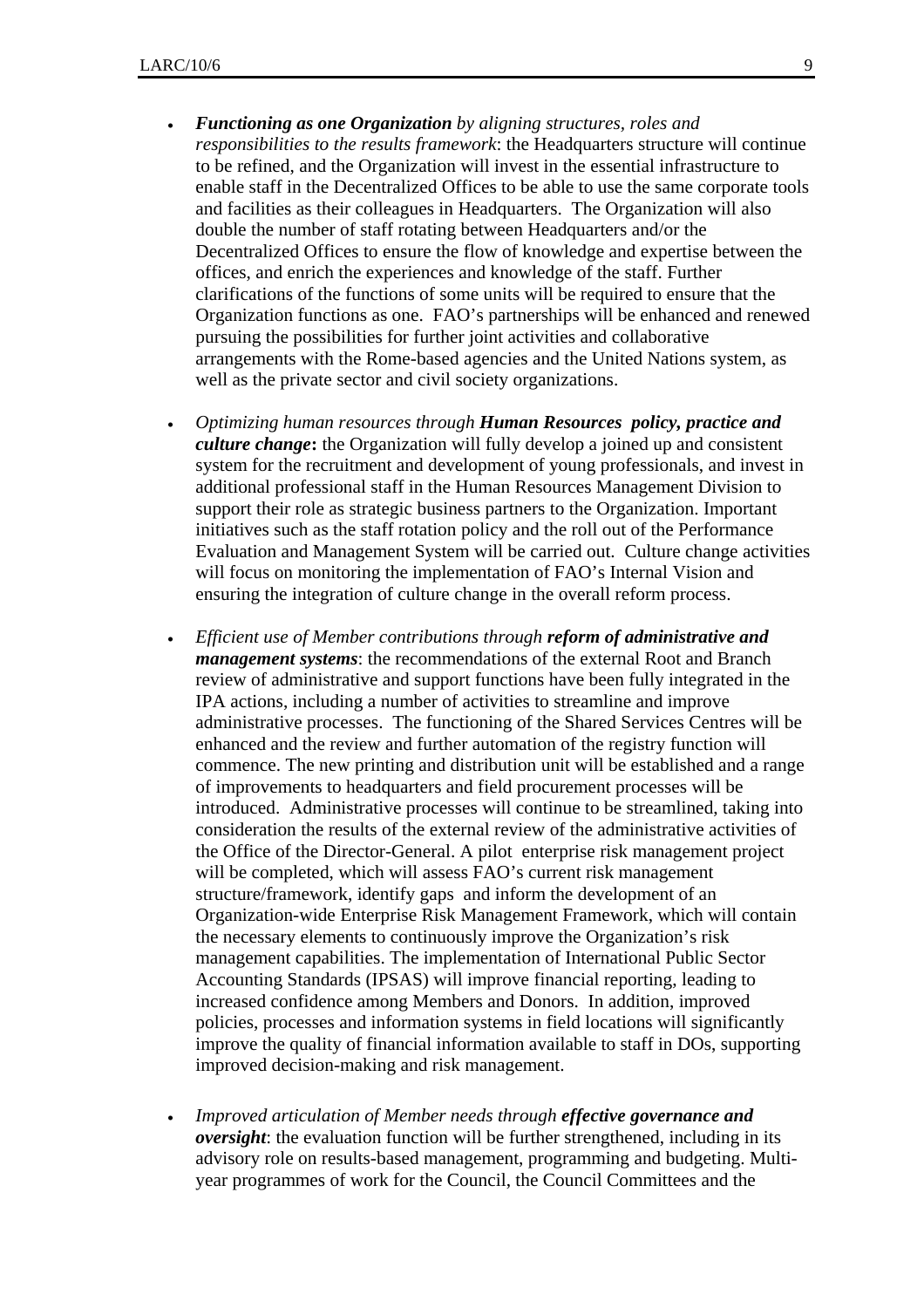- ***Functioning as one Organization*** *by aligning structures, roles and responsibilities to the results framework*: the Headquarters structure will continue to be refined, and the Organization will invest in the essential infrastructure to enable staff in the Decentralized Offices to be able to use the same corporate tools and facilities as their colleagues in Headquarters. The Organization will also double the number of staff rotating between Headquarters and/or the Decentralized Offices to ensure the flow of knowledge and expertise between the offices, and enrich the experiences and knowledge of the staff. Further clarifications of the functions of some units will be required to ensure that the Organization functions as one. FAO's partnerships will be enhanced and renewed pursuing the possibilities for further joint activities and collaborative arrangements with the Rome-based agencies and the United Nations system, as well as the private sector and civil society organizations.

- *Optimizing human resources through* ***Human Resources policy, practice and culture change*****:** the Organization will fully develop a joined up and consistent system for the recruitment and development of young professionals, and invest in additional professional staff in the Human Resources Management Division to support their role as strategic business partners to the Organization. Important initiatives such as the staff rotation policy and the roll out of the Performance Evaluation and Management System will be carried out. Culture change activities will focus on monitoring the implementation of FAO's Internal Vision and ensuring the integration of culture change in the overall reform process.

- *Efficient use of Member contributions through* ***reform of administrative and management systems***: the recommendations of the external Root and Branch review of administrative and support functions have been fully integrated in the IPA actions, including a number of activities to streamline and improve administrative processes. The functioning of the Shared Services Centres will be enhanced and the review and further automation of the registry function will commence. The new printing and distribution unit will be established and a range of improvements to headquarters and field procurement processes will be introduced. Administrative processes will continue to be streamlined, taking into consideration the results of the external review of the administrative activities of the Office of the Director-General. A pilot enterprise risk management project will be completed, which will assess FAO's current risk management structure/framework, identify gaps and inform the development of an Organization-wide Enterprise Risk Management Framework, which will contain the necessary elements to continuously improve the Organization's risk management capabilities. The implementation of International Public Sector Accounting Standards (IPSAS) will improve financial reporting, leading to increased confidence among Members and Donors. In addition, improved policies, processes and information systems in field locations will significantly improve the quality of financial information available to staff in DOs, supporting improved decision-making and risk management.

- *Improved articulation of Member needs through* ***effective governance and oversight***: the evaluation function will be further strengthened, including in its advisory role on results-based management, programming and budgeting. Multi-year programmes of work for the Council, the Council Committees and the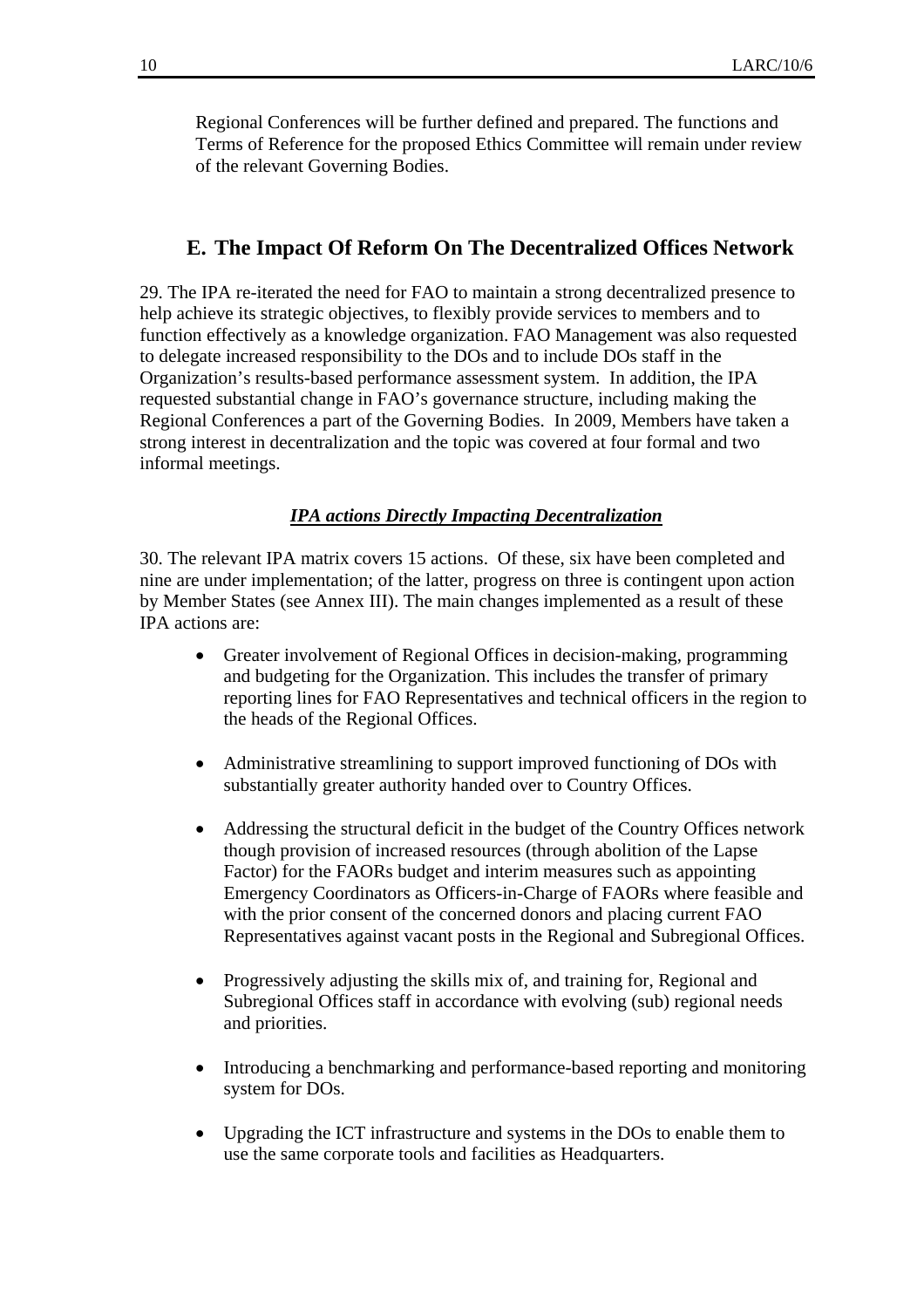Regional Conferences will be further defined and prepared. The functions and Terms of Reference for the proposed Ethics Committee will remain under review of the relevant Governing Bodies.

## E. The Impact Of Reform On The Decentralized Offices Network

29. The IPA re-iterated the need for FAO to maintain a strong decentralized presence to help achieve its strategic objectives, to flexibly provide services to members and to function effectively as a knowledge organization. FAO Management was also requested to delegate increased responsibility to the DOs and to include DOs staff in the Organization's results-based performance assessment system. In addition, the IPA requested substantial change in FAO's governance structure, including making the Regional Conferences a part of the Governing Bodies. In 2009, Members have taken a strong interest in decentralization and the topic was covered at four formal and two informal meetings.

### ***IPA actions Directly Impacting Decentralization***

30. The relevant IPA matrix covers 15 actions. Of these, six have been completed and nine are under implementation; of the latter, progress on three is contingent upon action by Member States (see Annex III). The main changes implemented as a result of these IPA actions are:

- Greater involvement of Regional Offices in decision-making, programming and budgeting for the Organization. This includes the transfer of primary reporting lines for FAO Representatives and technical officers in the region to the heads of the Regional Offices.
- Administrative streamlining to support improved functioning of DOs with substantially greater authority handed over to Country Offices.
- Addressing the structural deficit in the budget of the Country Offices network though provision of increased resources (through abolition of the Lapse Factor) for the FAORs budget and interim measures such as appointing Emergency Coordinators as Officers-in-Charge of FAORs where feasible and with the prior consent of the concerned donors and placing current FAO Representatives against vacant posts in the Regional and Subregional Offices.
- Progressively adjusting the skills mix of, and training for, Regional and Subregional Offices staff in accordance with evolving (sub) regional needs and priorities.
- Introducing a benchmarking and performance-based reporting and monitoring system for DOs.
- Upgrading the ICT infrastructure and systems in the DOs to enable them to use the same corporate tools and facilities as Headquarters.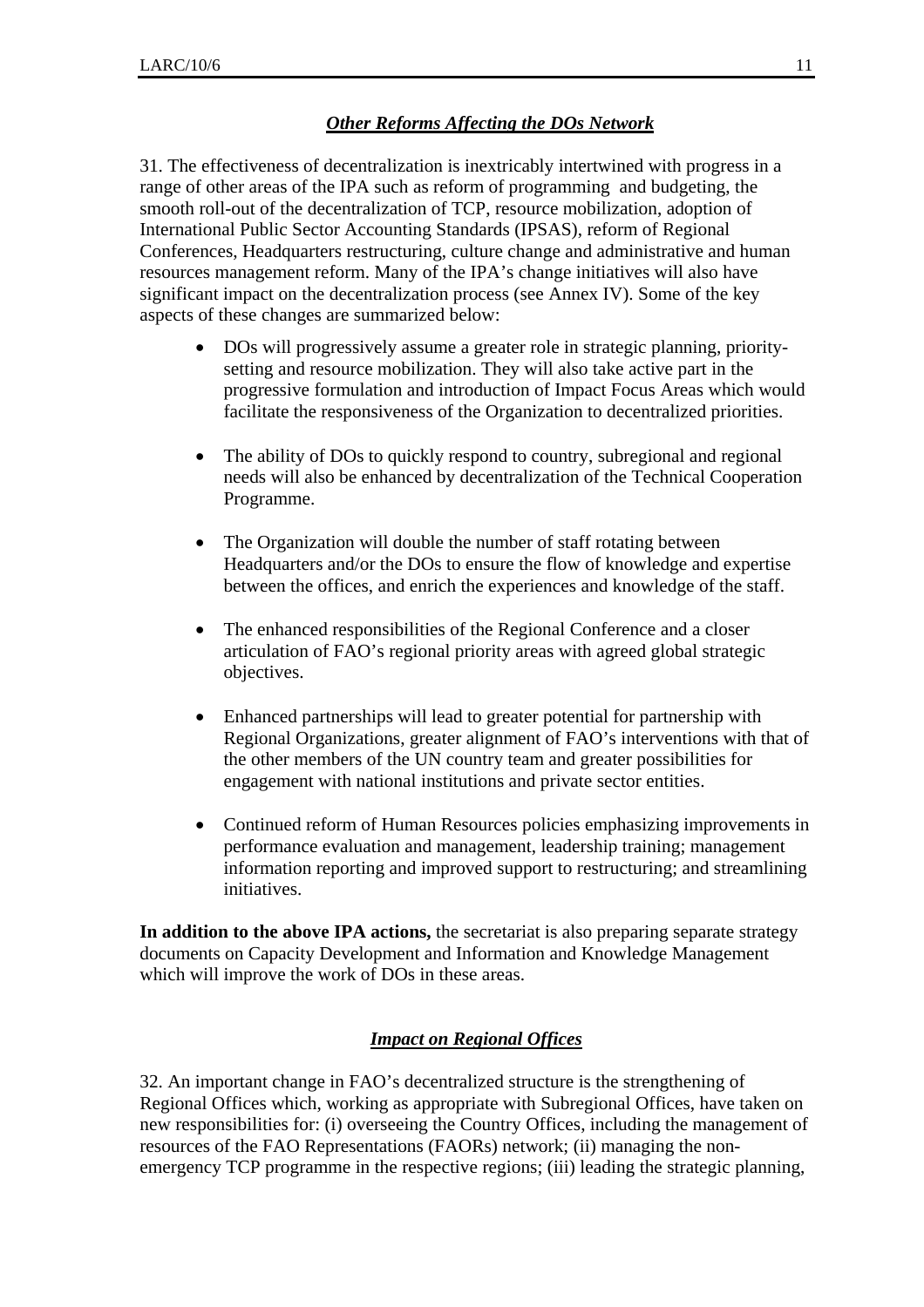### ***Other Reforms Affecting the DOs Network***

31. The effectiveness of decentralization is inextricably intertwined with progress in a range of other areas of the IPA such as reform of programming and budgeting, the smooth roll-out of the decentralization of TCP, resource mobilization, adoption of International Public Sector Accounting Standards (IPSAS), reform of Regional Conferences, Headquarters restructuring, culture change and administrative and human resources management reform. Many of the IPA's change initiatives will also have significant impact on the decentralization process (see Annex IV). Some of the key aspects of these changes are summarized below:

- DOs will progressively assume a greater role in strategic planning, priority-setting and resource mobilization. They will also take active part in the progressive formulation and introduction of Impact Focus Areas which would facilitate the responsiveness of the Organization to decentralized priorities.

- The ability of DOs to quickly respond to country, subregional and regional needs will also be enhanced by decentralization of the Technical Cooperation Programme.

- The Organization will double the number of staff rotating between Headquarters and/or the DOs to ensure the flow of knowledge and expertise between the offices, and enrich the experiences and knowledge of the staff.

- The enhanced responsibilities of the Regional Conference and a closer articulation of FAO's regional priority areas with agreed global strategic objectives.

- Enhanced partnerships will lead to greater potential for partnership with Regional Organizations, greater alignment of FAO's interventions with that of the other members of the UN country team and greater possibilities for engagement with national institutions and private sector entities.

- Continued reform of Human Resources policies emphasizing improvements in performance evaluation and management, leadership training; management information reporting and improved support to restructuring; and streamlining initiatives.

**In addition to the above IPA actions,** the secretariat is also preparing separate strategy documents on Capacity Development and Information and Knowledge Management which will improve the work of DOs in these areas.

### ***Impact on Regional Offices***

32. An important change in FAO's decentralized structure is the strengthening of Regional Offices which, working as appropriate with Subregional Offices, have taken on new responsibilities for: (i) overseeing the Country Offices, including the management of resources of the FAO Representations (FAORs) network; (ii) managing the non-emergency TCP programme in the respective regions; (iii) leading the strategic planning,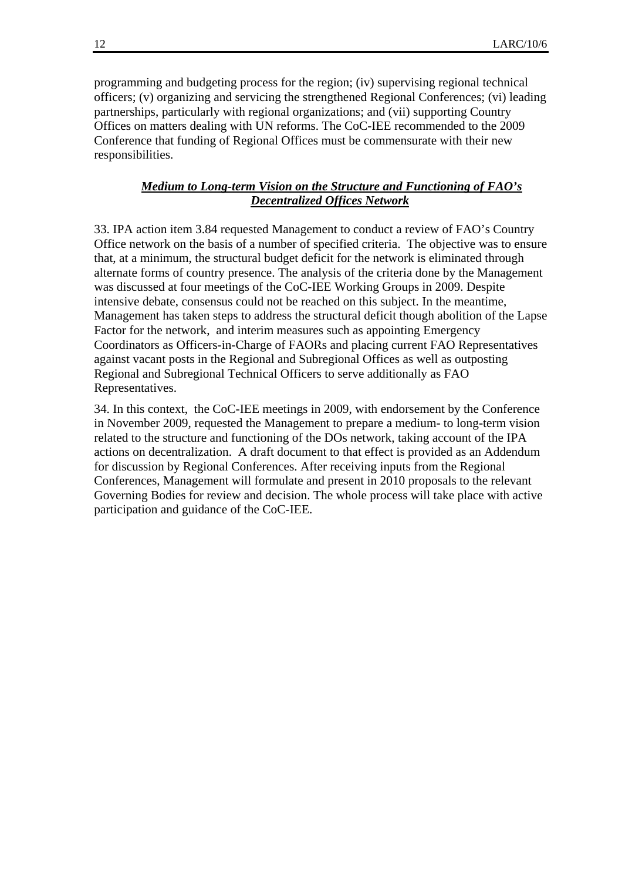programming and budgeting process for the region; (iv) supervising regional technical officers; (v) organizing and servicing the strengthened Regional Conferences; (vi) leading partnerships, particularly with regional organizations; and (vii) supporting Country Offices on matters dealing with UN reforms. The CoC-IEE recommended to the 2009 Conference that funding of Regional Offices must be commensurate with their new responsibilities.

***Medium to Long-term Vision on the Structure and Functioning of FAO's Decentralized Offices Network***

33. IPA action item 3.84 requested Management to conduct a review of FAO's Country Office network on the basis of a number of specified criteria. The objective was to ensure that, at a minimum, the structural budget deficit for the network is eliminated through alternate forms of country presence. The analysis of the criteria done by the Management was discussed at four meetings of the CoC-IEE Working Groups in 2009. Despite intensive debate, consensus could not be reached on this subject. In the meantime, Management has taken steps to address the structural deficit though abolition of the Lapse Factor for the network, and interim measures such as appointing Emergency Coordinators as Officers-in-Charge of FAORs and placing current FAO Representatives against vacant posts in the Regional and Subregional Offices as well as outposting Regional and Subregional Technical Officers to serve additionally as FAO Representatives.

34. In this context, the CoC-IEE meetings in 2009, with endorsement by the Conference in November 2009, requested the Management to prepare a medium- to long-term vision related to the structure and functioning of the DOs network, taking account of the IPA actions on decentralization. A draft document to that effect is provided as an Addendum for discussion by Regional Conferences. After receiving inputs from the Regional Conferences, Management will formulate and present in 2010 proposals to the relevant Governing Bodies for review and decision. The whole process will take place with active participation and guidance of the CoC-IEE.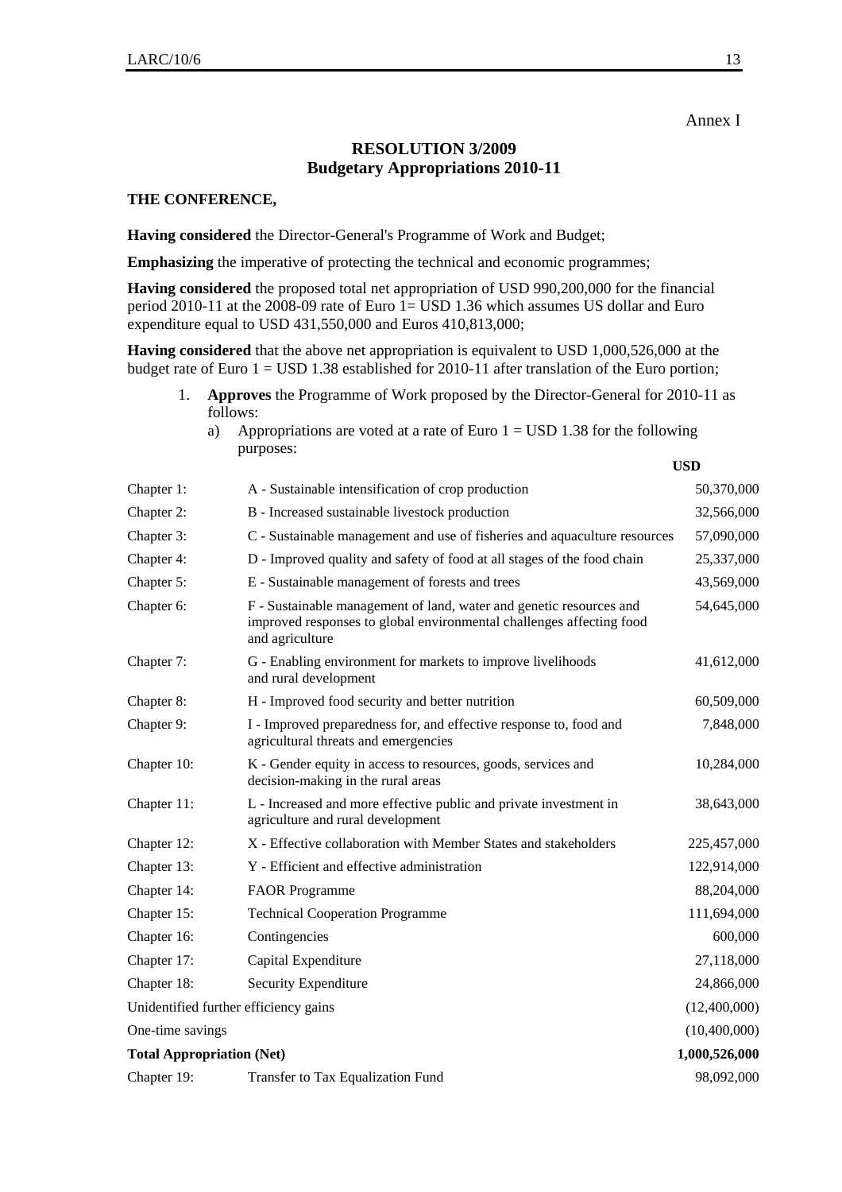Annex I

## RESOLUTION 3/2009
## Budgetary Appropriations 2010-11

**THE CONFERENCE,**

**Having considered** the Director-General's Programme of Work and Budget;

**Emphasizing** the imperative of protecting the technical and economic programmes;

**Having considered** the proposed total net appropriation of USD 990,200,000 for the financial period 2010-11 at the 2008-09 rate of Euro 1= USD 1.36 which assumes US dollar and Euro expenditure equal to USD 431,550,000 and Euros 410,813,000;

**Having considered** that the above net appropriation is equivalent to USD 1,000,526,000 at the budget rate of Euro 1 = USD 1.38 established for 2010-11 after translation of the Euro portion;

1. **Approves** the Programme of Work proposed by the Director-General for 2010-11 as follows:
   a) Appropriations are voted at a rate of Euro 1 = USD 1.38 for the following purposes:

| | | **USD** |
|---|---|---|
| Chapter 1: | A - Sustainable intensification of crop production | 50,370,000 |
| Chapter 2: | B - Increased sustainable livestock production | 32,566,000 |
| Chapter 3: | C - Sustainable management and use of fisheries and aquaculture resources | 57,090,000 |
| Chapter 4: | D - Improved quality and safety of food at all stages of the food chain | 25,337,000 |
| Chapter 5: | E - Sustainable management of forests and trees | 43,569,000 |
| Chapter 6: | F - Sustainable management of land, water and genetic resources and improved responses to global environmental challenges affecting food and agriculture | 54,645,000 |
| Chapter 7: | G - Enabling environment for markets to improve livelihoods and rural development | 41,612,000 |
| Chapter 8: | H - Improved food security and better nutrition | 60,509,000 |
| Chapter 9: | I - Improved preparedness for, and effective response to, food and agricultural threats and emergencies | 7,848,000 |
| Chapter 10: | K - Gender equity in access to resources, goods, services and decision-making in the rural areas | 10,284,000 |
| Chapter 11: | L - Increased and more effective public and private investment in agriculture and rural development | 38,643,000 |
| Chapter 12: | X - Effective collaboration with Member States and stakeholders | 225,457,000 |
| Chapter 13: | Y - Efficient and effective administration | 122,914,000 |
| Chapter 14: | FAOR Programme | 88,204,000 |
| Chapter 15: | Technical Cooperation Programme | 111,694,000 |
| Chapter 16: | Contingencies | 600,000 |
| Chapter 17: | Capital Expenditure | 27,118,000 |
| Chapter 18: | Security Expenditure | 24,866,000 |
| Unidentified further efficiency gains | | (12,400,000) |
| One-time savings | | (10,400,000) |
| **Total Appropriation (Net)** | | **1,000,526,000** |
| Chapter 19: | Transfer to Tax Equalization Fund | 98,092,000 |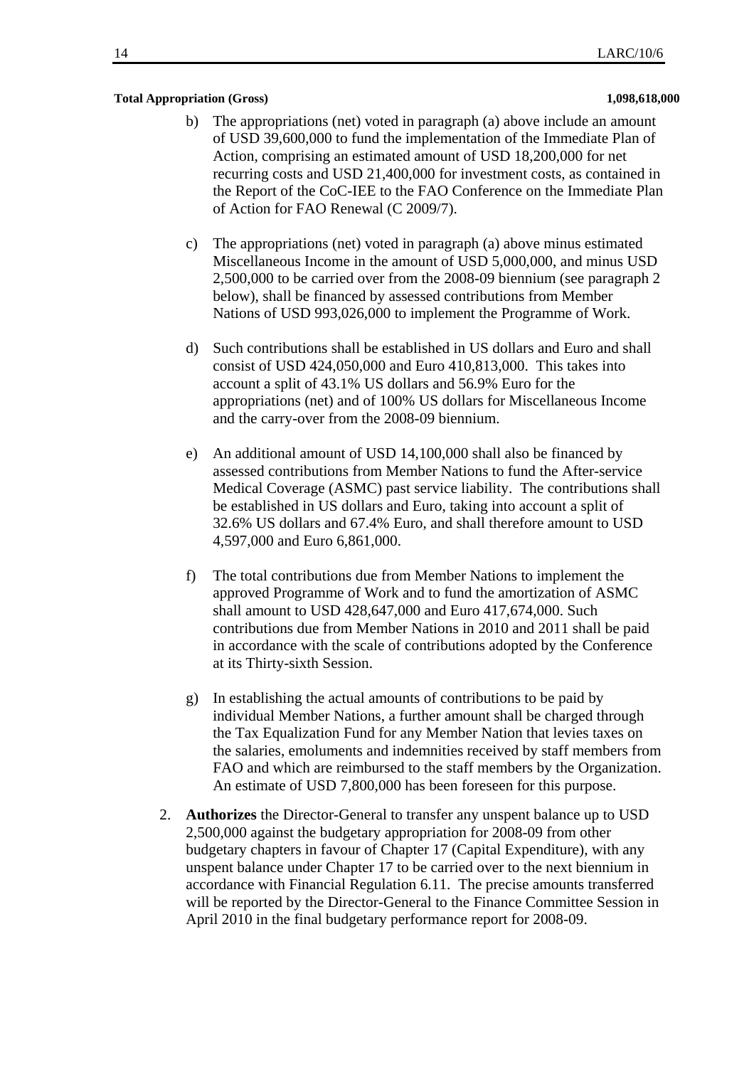**Total Appropriation (Gross)** **1,098,618,000**

b) The appropriations (net) voted in paragraph (a) above include an amount of USD 39,600,000 to fund the implementation of the Immediate Plan of Action, comprising an estimated amount of USD 18,200,000 for net recurring costs and USD 21,400,000 for investment costs, as contained in the Report of the CoC-IEE to the FAO Conference on the Immediate Plan of Action for FAO Renewal (C 2009/7).

c) The appropriations (net) voted in paragraph (a) above minus estimated Miscellaneous Income in the amount of USD 5,000,000, and minus USD 2,500,000 to be carried over from the 2008-09 biennium (see paragraph 2 below), shall be financed by assessed contributions from Member Nations of USD 993,026,000 to implement the Programme of Work.

d) Such contributions shall be established in US dollars and Euro and shall consist of USD 424,050,000 and Euro 410,813,000. This takes into account a split of 43.1% US dollars and 56.9% Euro for the appropriations (net) and of 100% US dollars for Miscellaneous Income and the carry-over from the 2008-09 biennium.

e) An additional amount of USD 14,100,000 shall also be financed by assessed contributions from Member Nations to fund the After-service Medical Coverage (ASMC) past service liability. The contributions shall be established in US dollars and Euro, taking into account a split of 32.6% US dollars and 67.4% Euro, and shall therefore amount to USD 4,597,000 and Euro 6,861,000.

f) The total contributions due from Member Nations to implement the approved Programme of Work and to fund the amortization of ASMC shall amount to USD 428,647,000 and Euro 417,674,000. Such contributions due from Member Nations in 2010 and 2011 shall be paid in accordance with the scale of contributions adopted by the Conference at its Thirty-sixth Session.

g) In establishing the actual amounts of contributions to be paid by individual Member Nations, a further amount shall be charged through the Tax Equalization Fund for any Member Nation that levies taxes on the salaries, emoluments and indemnities received by staff members from FAO and which are reimbursed to the staff members by the Organization. An estimate of USD 7,800,000 has been foreseen for this purpose.

2. **Authorizes** the Director-General to transfer any unspent balance up to USD 2,500,000 against the budgetary appropriation for 2008-09 from other budgetary chapters in favour of Chapter 17 (Capital Expenditure), with any unspent balance under Chapter 17 to be carried over to the next biennium in accordance with Financial Regulation 6.11. The precise amounts transferred will be reported by the Director-General to the Finance Committee Session in April 2010 in the final budgetary performance report for 2008-09.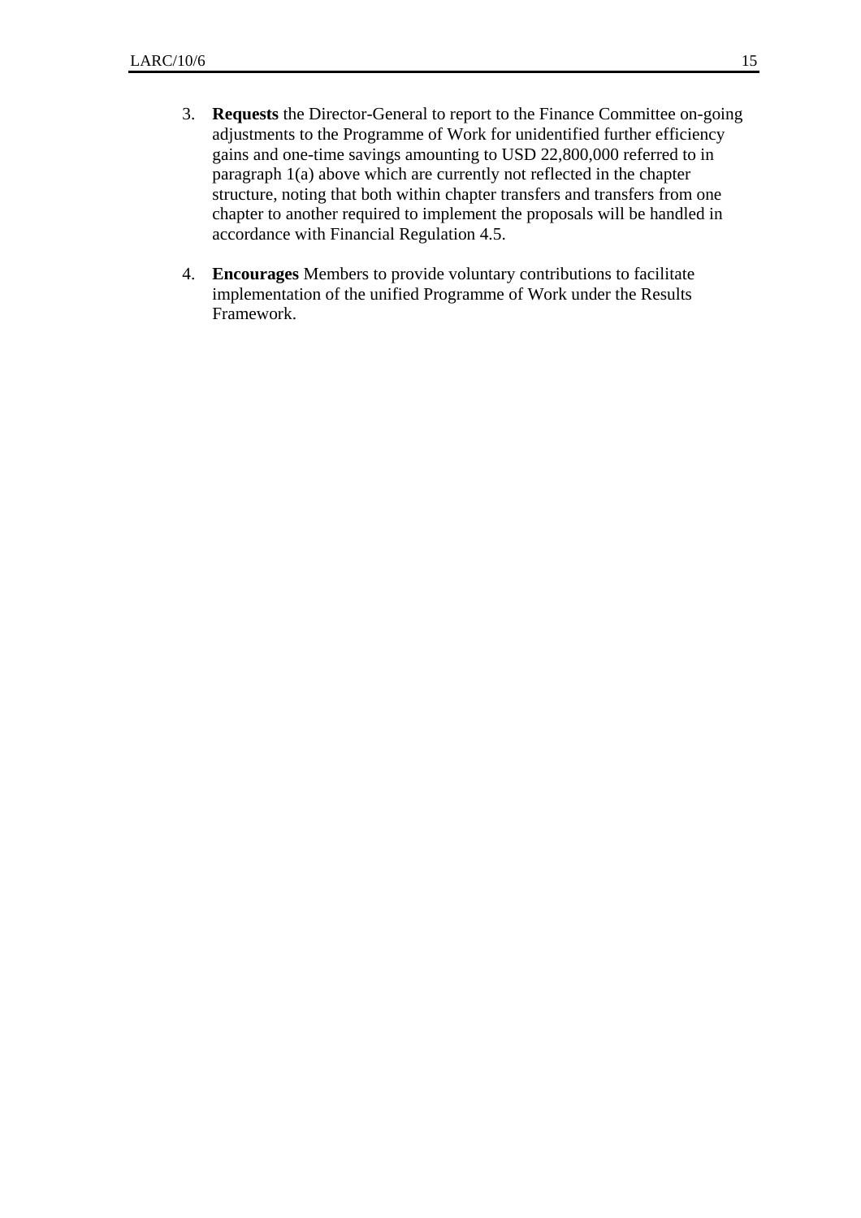3. **Requests** the Director-General to report to the Finance Committee on-going adjustments to the Programme of Work for unidentified further efficiency gains and one-time savings amounting to USD 22,800,000 referred to in paragraph 1(a) above which are currently not reflected in the chapter structure, noting that both within chapter transfers and transfers from one chapter to another required to implement the proposals will be handled in accordance with Financial Regulation 4.5.

4. **Encourages** Members to provide voluntary contributions to facilitate implementation of the unified Programme of Work under the Results Framework.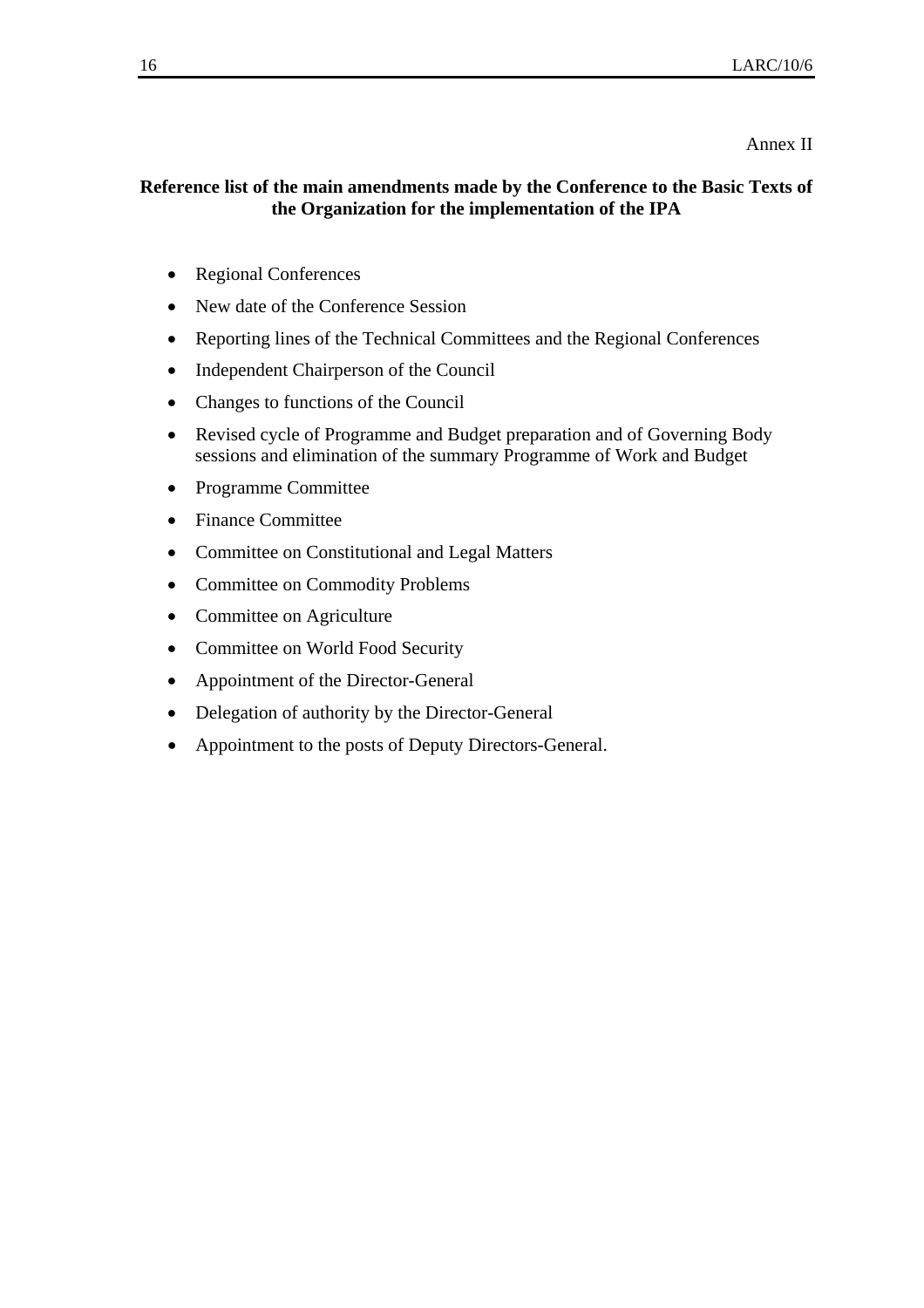Annex II

**Reference list of the main amendments made by the Conference to the Basic Texts of the Organization for the implementation of the IPA**

- Regional Conferences
- New date of the Conference Session
- Reporting lines of the Technical Committees and the Regional Conferences
- Independent Chairperson of the Council
- Changes to functions of the Council
- Revised cycle of Programme and Budget preparation and of Governing Body sessions and elimination of the summary Programme of Work and Budget
- Programme Committee
- Finance Committee
- Committee on Constitutional and Legal Matters
- Committee on Commodity Problems
- Committee on Agriculture
- Committee on World Food Security
- Appointment of the Director-General
- Delegation of authority by the Director-General
- Appointment to the posts of Deputy Directors-General.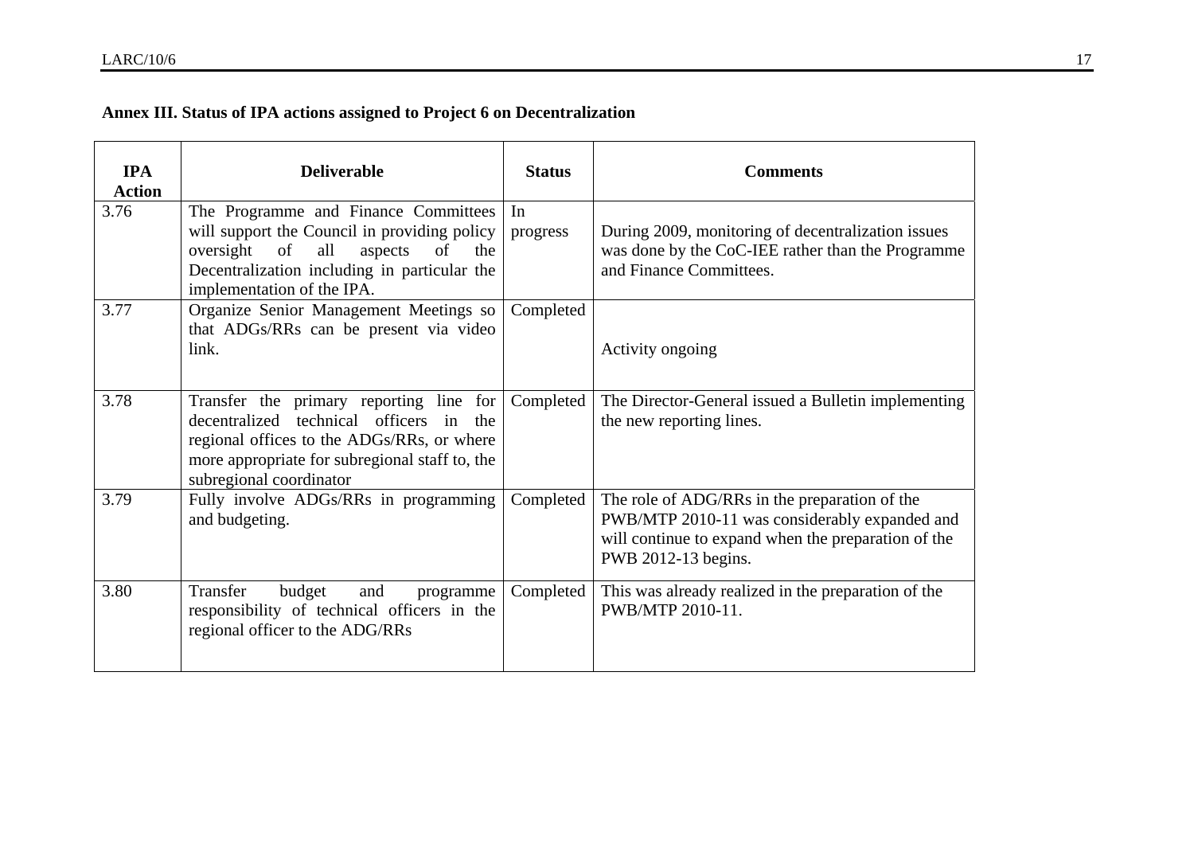**Annex III. Status of IPA actions assigned to Project 6 on Decentralization**

| IPA Action | Deliverable | Status | Comments |
|---|---|---|---|
| 3.76 | The Programme and Finance Committees will support the Council in providing policy oversight of all aspects of the Decentralization including in particular the implementation of the IPA. | In progress | During 2009, monitoring of decentralization issues was done by the CoC-IEE rather than the Programme and Finance Committees. |
| 3.77 | Organize Senior Management Meetings so that ADGs/RRs can be present via video link. | Completed | Activity ongoing |
| 3.78 | Transfer the primary reporting line for decentralized technical officers in the regional offices to the ADGs/RRs, or where more appropriate for subregional staff to, the subregional coordinator | Completed | The Director-General issued a Bulletin implementing the new reporting lines. |
| 3.79 | Fully involve ADGs/RRs in programming and budgeting. | Completed | The role of ADG/RRs in the preparation of the PWB/MTP 2010-11 was considerably expanded and will continue to expand when the preparation of the PWB 2012-13 begins. |
| 3.80 | Transfer budget and programme responsibility of technical officers in the regional officer to the ADG/RRs | Completed | This was already realized in the preparation of the PWB/MTP 2010-11. |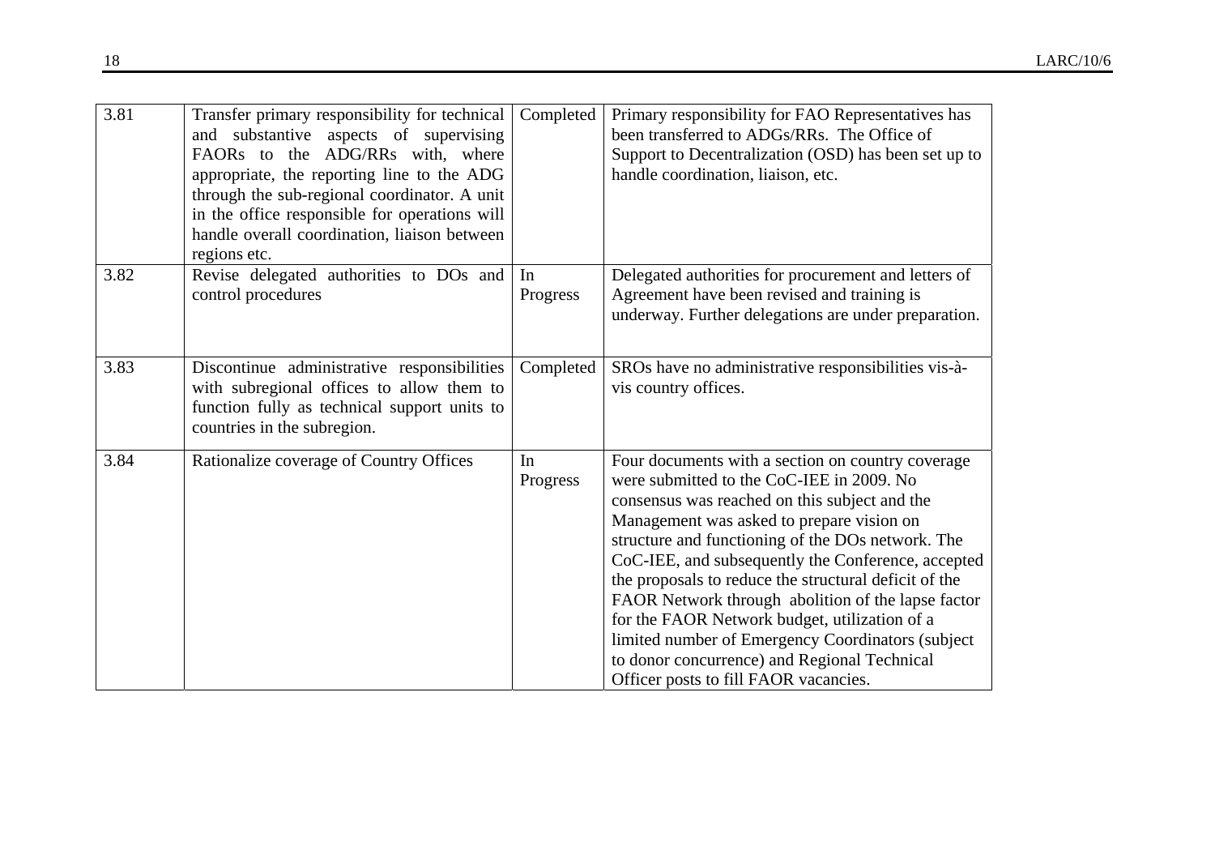| | | | |
|---|---|---|---|
| 3.81 | Transfer primary responsibility for technical and substantive aspects of supervising FAORs to the ADG/RRs with, where appropriate, the reporting line to the ADG through the sub-regional coordinator. A unit in the office responsible for operations will handle overall coordination, liaison between regions etc. | Completed | Primary responsibility for FAO Representatives has been transferred to ADGs/RRs. The Office of Support to Decentralization (OSD) has been set up to handle coordination, liaison, etc. |
| 3.82 | Revise delegated authorities to DOs and control procedures | In Progress | Delegated authorities for procurement and letters of Agreement have been revised and training is underway. Further delegations are under preparation. |
| 3.83 | Discontinue administrative responsibilities with subregional offices to allow them to function fully as technical support units to countries in the subregion. | Completed | SROs have no administrative responsibilities vis-à-vis country offices. |
| 3.84 | Rationalize coverage of Country Offices | In Progress | Four documents with a section on country coverage were submitted to the CoC-IEE in 2009. No consensus was reached on this subject and the Management was asked to prepare vision on structure and functioning of the DOs network. The CoC-IEE, and subsequently the Conference, accepted the proposals to reduce the structural deficit of the FAOR Network through abolition of the lapse factor for the FAOR Network budget, utilization of a limited number of Emergency Coordinators (subject to donor concurrence) and Regional Technical Officer posts to fill FAOR vacancies. |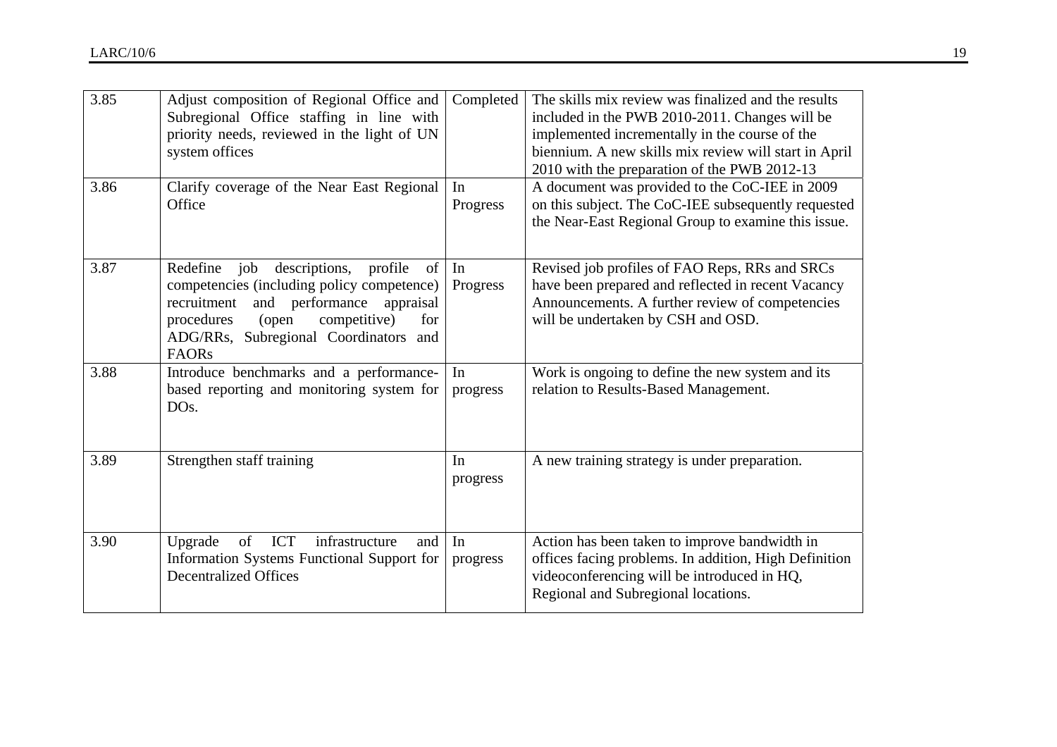| | | | |
|---|---|---|---|
| 3.85 | Adjust composition of Regional Office and Subregional Office staffing in line with priority needs, reviewed in the light of UN system offices | Completed | The skills mix review was finalized and the results included in the PWB 2010-2011. Changes will be implemented incrementally in the course of the biennium. A new skills mix review will start in April 2010 with the preparation of the PWB 2012-13 |
| 3.86 | Clarify coverage of the Near East Regional Office | In Progress | A document was provided to the CoC-IEE in 2009 on this subject. The CoC-IEE subsequently requested the Near-East Regional Group to examine this issue. |
| 3.87 | Redefine job descriptions, profile of competencies (including policy competence) recruitment and performance appraisal procedures (open competitive) for ADG/RRs, Subregional Coordinators and FAORs | In Progress | Revised job profiles of FAO Reps, RRs and SRCs have been prepared and reflected in recent Vacancy Announcements. A further review of competencies will be undertaken by CSH and OSD. |
| 3.88 | Introduce benchmarks and a performance-based reporting and monitoring system for DOs. | In progress | Work is ongoing to define the new system and its relation to Results-Based Management. |
| 3.89 | Strengthen staff training | In progress | A new training strategy is under preparation. |
| 3.90 | Upgrade of ICT infrastructure and Information Systems Functional Support for Decentralized Offices | In progress | Action has been taken to improve bandwidth in offices facing problems. In addition, High Definition videoconferencing will be introduced in HQ, Regional and Subregional locations. |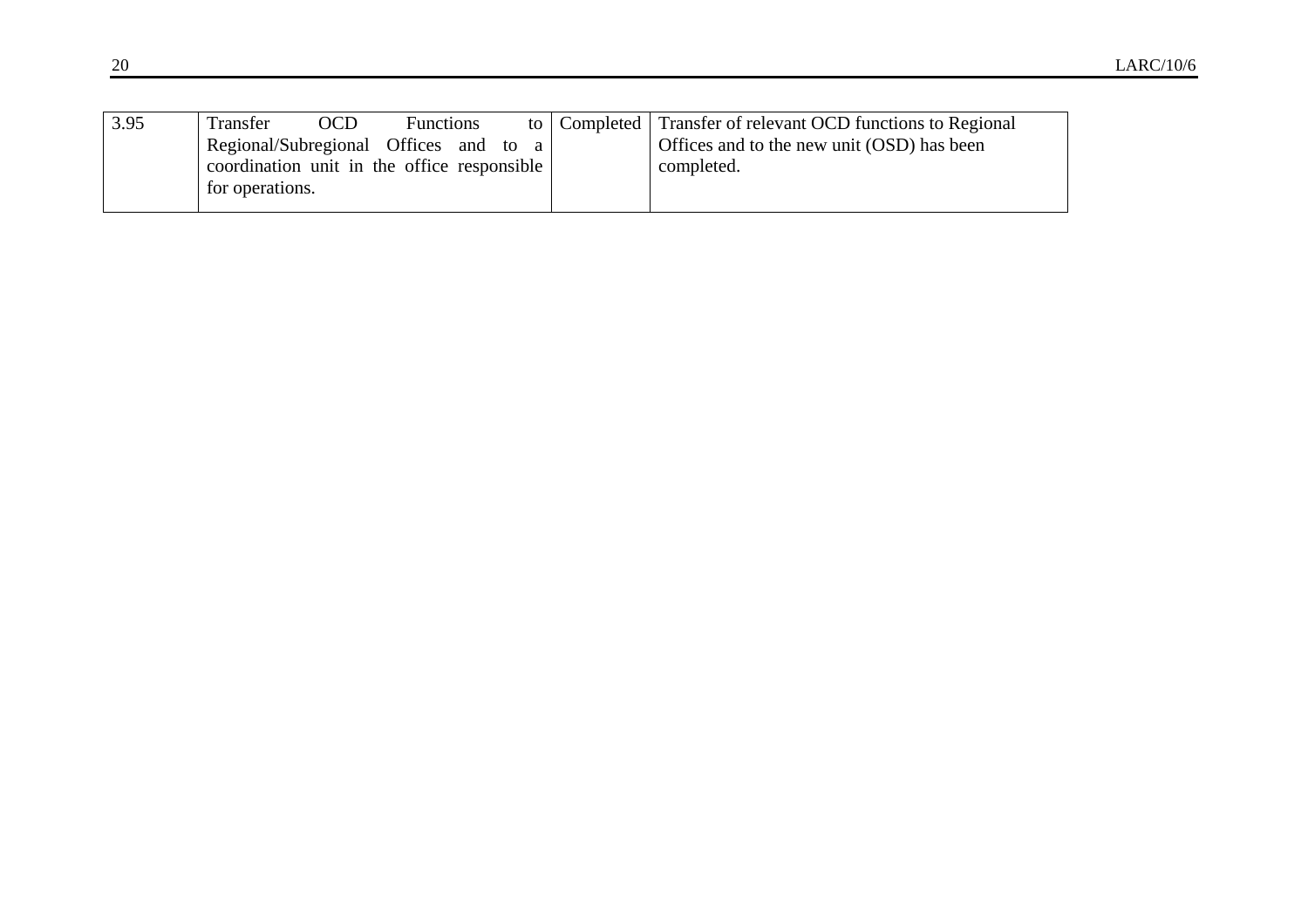| | | | |
|---|---|---|---|
| 3.95 | Transfer OCD Functions to Regional/Subregional Offices and to a coordination unit in the office responsible for operations. | Completed | Transfer of relevant OCD functions to Regional Offices and to the new unit (OSD) has been completed. |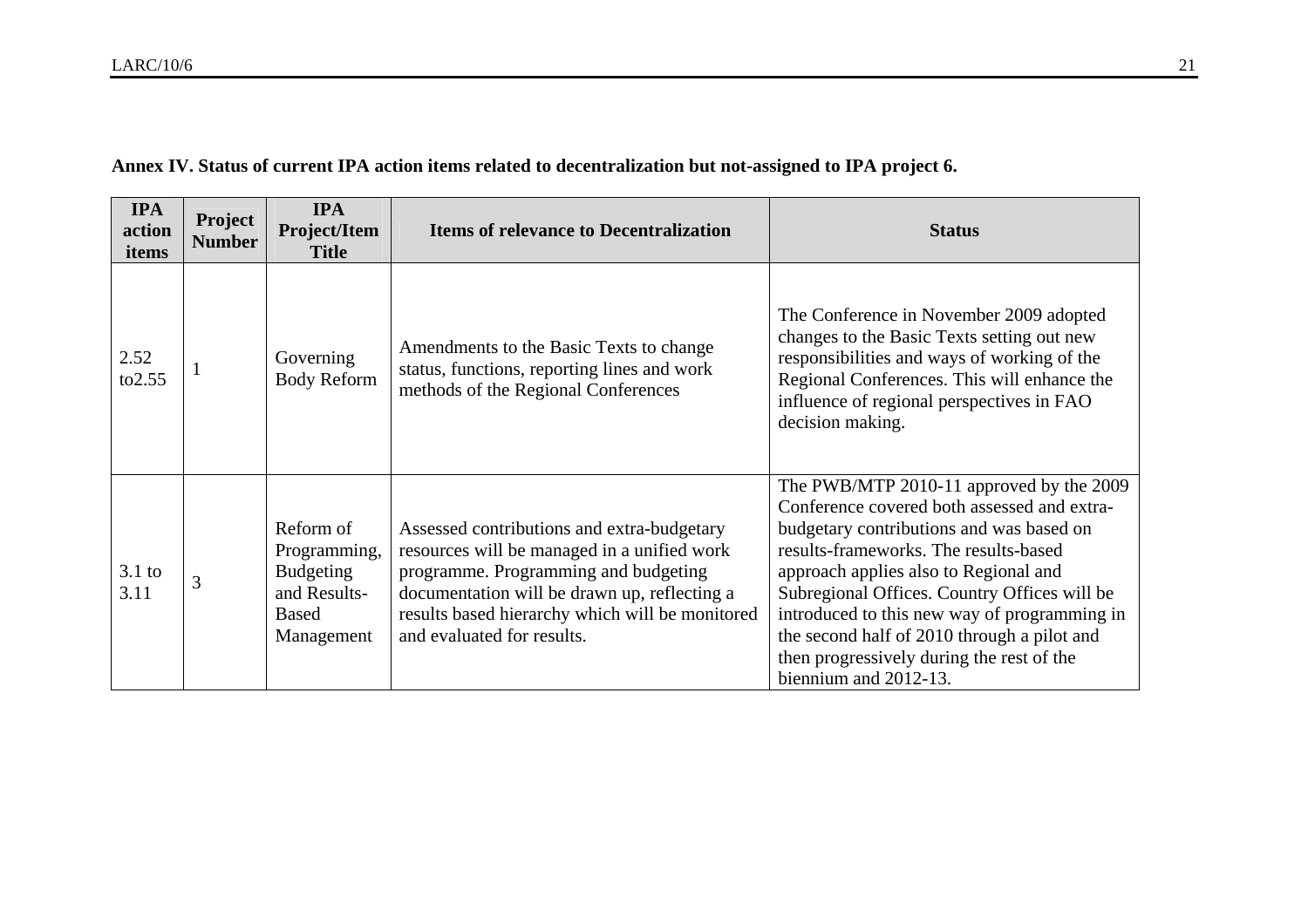**Annex IV. Status of current IPA action items related to decentralization but not-assigned to IPA project 6.**

| IPA action items | Project Number | IPA Project/Item Title | Items of relevance to Decentralization | Status |
|---|---|---|---|---|
| 2.52 to2.55 | 1 | Governing Body Reform | Amendments to the Basic Texts to change status, functions, reporting lines and work methods of the Regional Conferences | The Conference in November 2009 adopted changes to the Basic Texts setting out new responsibilities and ways of working of the Regional Conferences. This will enhance the influence of regional perspectives in FAO decision making. |
| 3.1 to 3.11 | 3 | Reform of Programming, Budgeting and Results-Based Management | Assessed contributions and extra-budgetary resources will be managed in a unified work programme. Programming and budgeting documentation will be drawn up, reflecting a results based hierarchy which will be monitored and evaluated for results. | The PWB/MTP 2010-11 approved by the 2009 Conference covered both assessed and extra-budgetary contributions and was based on results-frameworks. The results-based approach applies also to Regional and Subregional Offices. Country Offices will be introduced to this new way of programming in the second half of 2010 through a pilot and then progressively during the rest of the biennium and 2012-13. |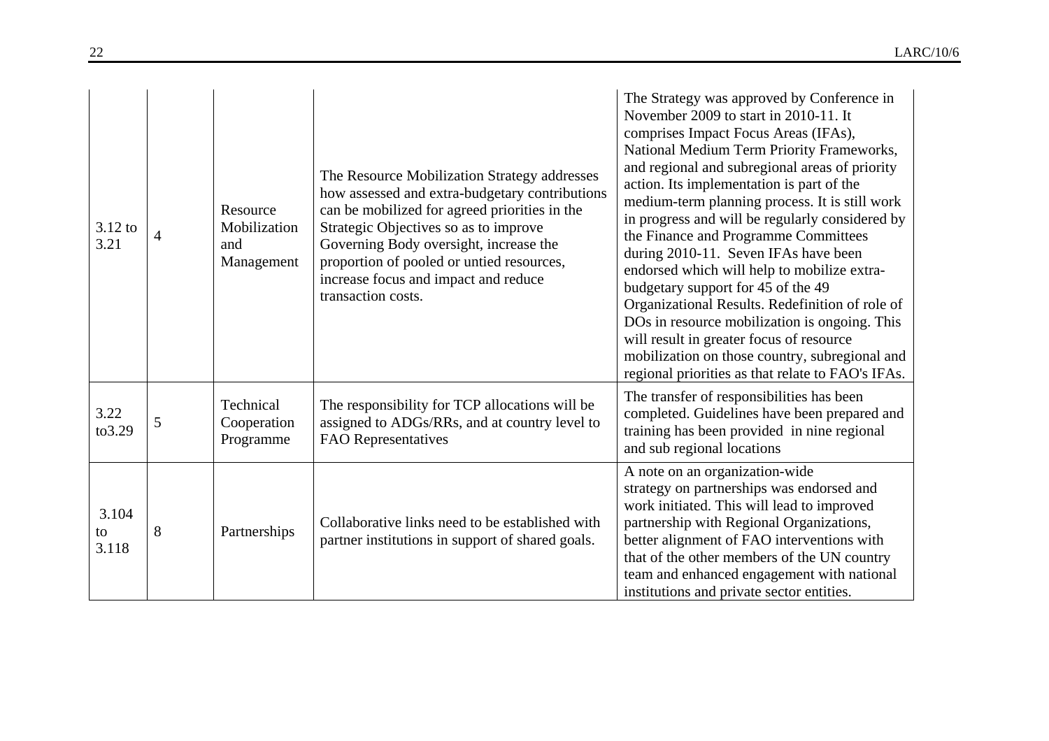| | | | | |
|---|---|---|---|---|
| 3.12 to 3.21 | 4 | Resource Mobilization and Management | The Resource Mobilization Strategy addresses how assessed and extra-budgetary contributions can be mobilized for agreed priorities in the Strategic Objectives so as to improve Governing Body oversight, increase the proportion of pooled or untied resources, increase focus and impact and reduce transaction costs. | The Strategy was approved by Conference in November 2009 to start in 2010-11. It comprises Impact Focus Areas (IFAs), National Medium Term Priority Frameworks, and regional and subregional areas of priority action. Its implementation is part of the medium-term planning process. It is still work in progress and will be regularly considered by the Finance and Programme Committees during 2010-11. Seven IFAs have been endorsed which will help to mobilize extra-budgetary support for 45 of the 49 Organizational Results. Redefinition of role of DOs in resource mobilization is ongoing. This will result in greater focus of resource mobilization on those country, subregional and regional priorities as that relate to FAO's IFAs. |
| 3.22 to3.29 | 5 | Technical Cooperation Programme | The responsibility for TCP allocations will be assigned to ADGs/RRs, and at country level to FAO Representatives | The transfer of responsibilities has been completed. Guidelines have been prepared and training has been provided in nine regional and sub regional locations |
| 3.104 to 3.118 | 8 | Partnerships | Collaborative links need to be established with partner institutions in support of shared goals. | A note on an organization-wide strategy on partnerships was endorsed and work initiated. This will lead to improved partnership with Regional Organizations, better alignment of FAO interventions with that of the other members of the UN country team and enhanced engagement with national institutions and private sector entities. |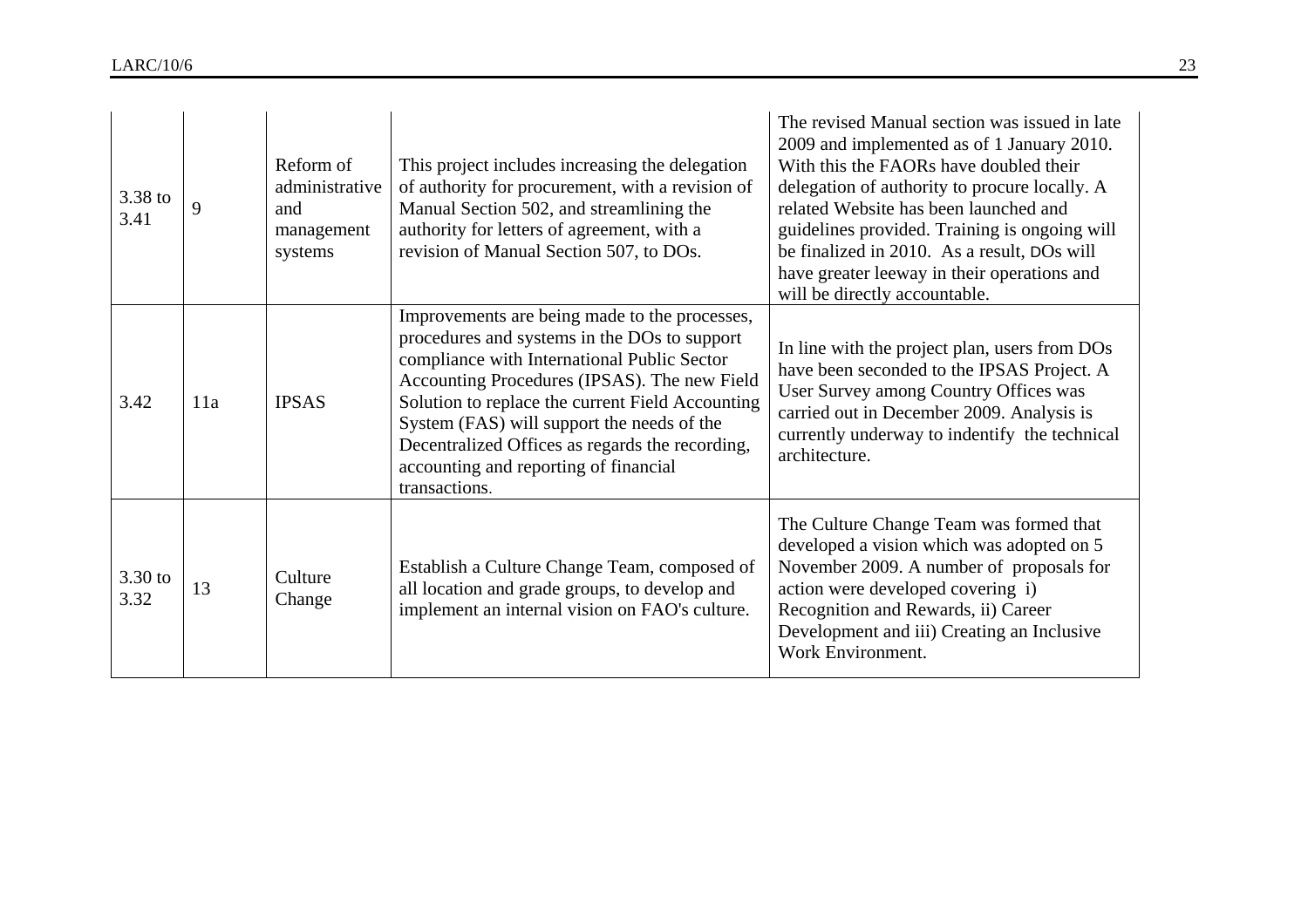| | | | | |
|---|---|---|---|---|
| 3.38 to 3.41 | 9 | Reform of administrative and management systems | This project includes increasing the delegation of authority for procurement, with a revision of Manual Section 502, and streamlining the authority for letters of agreement, with a revision of Manual Section 507, to DOs. | The revised Manual section was issued in late 2009 and implemented as of 1 January 2010. With this the FAORs have doubled their delegation of authority to procure locally. A related Website has been launched and guidelines provided. Training is ongoing will be finalized in 2010. As a result, DOs will have greater leeway in their operations and will be directly accountable. |
| 3.42 | 11a | IPSAS | Improvements are being made to the processes, procedures and systems in the DOs to support compliance with International Public Sector Accounting Procedures (IPSAS). The new Field Solution to replace the current Field Accounting System (FAS) will support the needs of the Decentralized Offices as regards the recording, accounting and reporting of financial transactions. | In line with the project plan, users from DOs have been seconded to the IPSAS Project. A User Survey among Country Offices was carried out in December 2009. Analysis is currently underway to indentify the technical architecture. |
| 3.30 to 3.32 | 13 | Culture Change | Establish a Culture Change Team, composed of all location and grade groups, to develop and implement an internal vision on FAO's culture. | The Culture Change Team was formed that developed a vision which was adopted on 5 November 2009. A number of proposals for action were developed covering i) Recognition and Rewards, ii) Career Development and iii) Creating an Inclusive Work Environment. |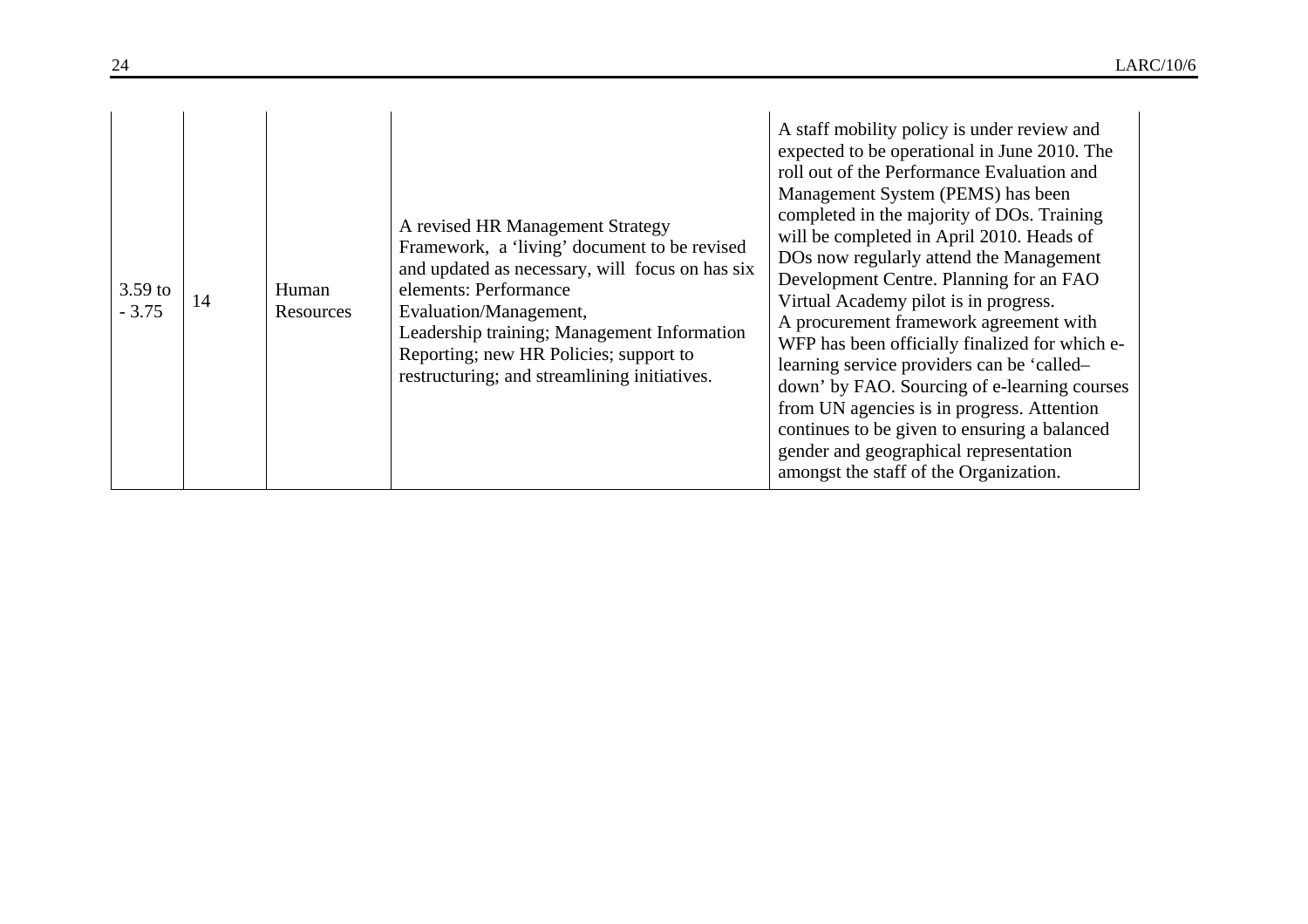| | | | | |
|---|---|---|---|---|
| 3.59 to - 3.75 | 14 | Human Resources | A revised HR Management Strategy Framework, a 'living' document to be revised and updated as necessary, will focus on has six elements: Performance Evaluation/Management, Leadership training; Management Information Reporting; new HR Policies; support to restructuring; and streamlining initiatives. | A staff mobility policy is under review and expected to be operational in June 2010. The roll out of the Performance Evaluation and Management System (PEMS) has been completed in the majority of DOs. Training will be completed in April 2010. Heads of DOs now regularly attend the Management Development Centre. Planning for an FAO Virtual Academy pilot is in progress. A procurement framework agreement with WFP has been officially finalized for which e-learning service providers can be 'called–down' by FAO. Sourcing of e-learning courses from UN agencies is in progress. Attention continues to be given to ensuring a balanced gender and geographical representation amongst the staff of the Organization. |